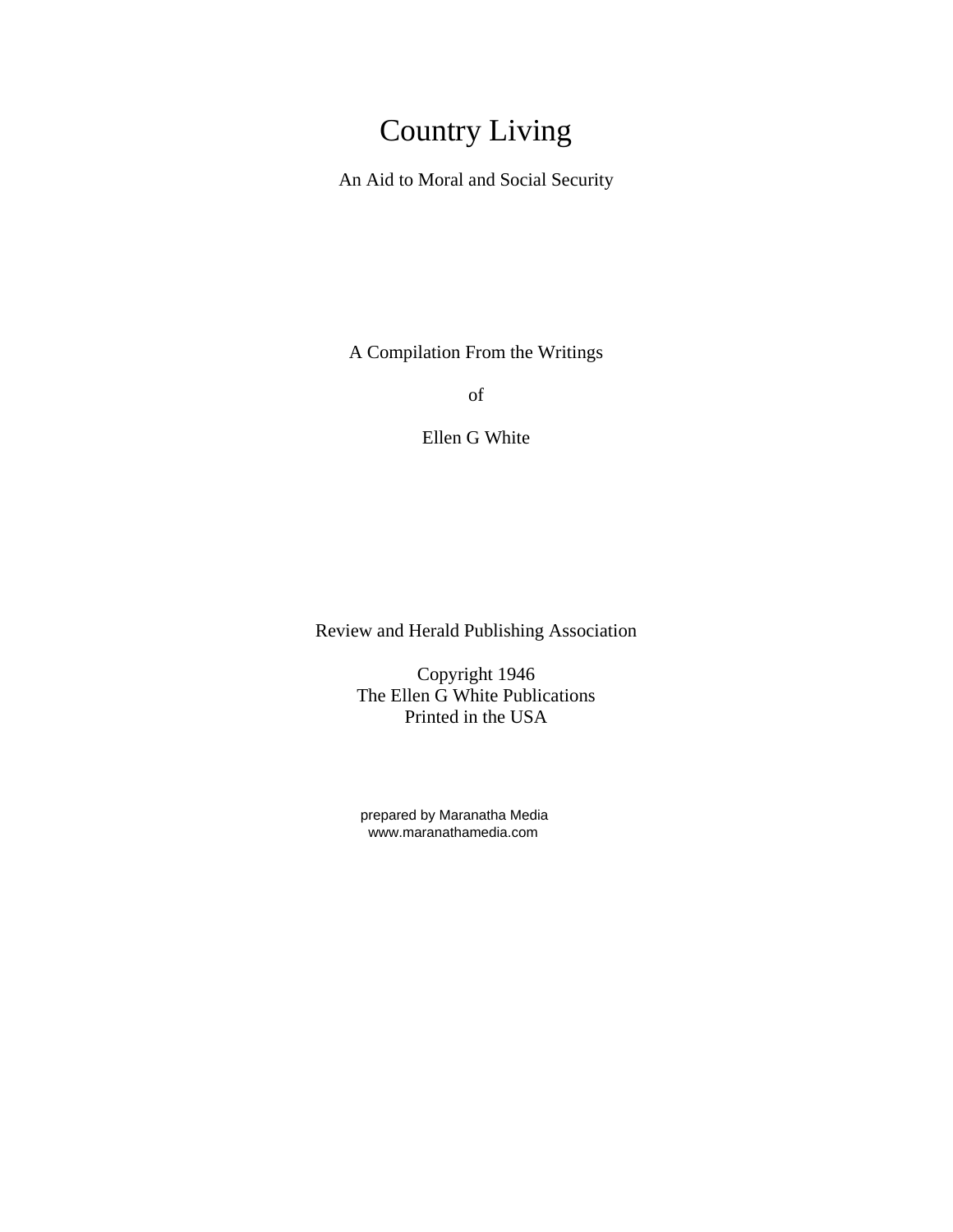# Country Living

An Aid to Moral and Social Security

A Compilation From the Writings

of

Ellen G White

Review and Herald Publishing Association

Copyright 1946
The Ellen G White Publications
Printed in the USA

prepared by Maranatha Media
www.maranathamedia.com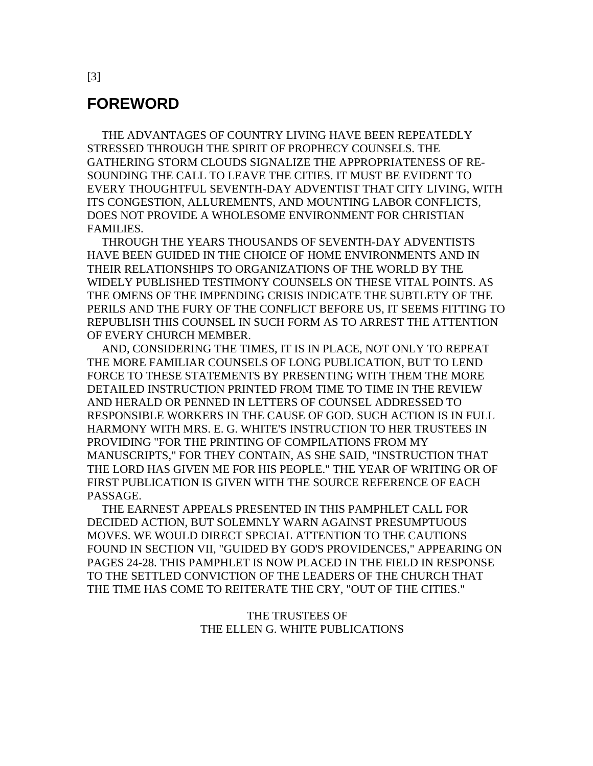## FOREWORD

THE ADVANTAGES OF COUNTRY LIVING HAVE BEEN REPEATEDLY STRESSED THROUGH THE SPIRIT OF PROPHECY COUNSELS. THE GATHERING STORM CLOUDS SIGNALIZE THE APPROPRIATENESS OF RE-SOUNDING THE CALL TO LEAVE THE CITIES. IT MUST BE EVIDENT TO EVERY THOUGHTFUL SEVENTH-DAY ADVENTIST THAT CITY LIVING, WITH ITS CONGESTION, ALLUREMENTS, AND MOUNTING LABOR CONFLICTS, DOES NOT PROVIDE A WHOLESOME ENVIRONMENT FOR CHRISTIAN FAMILIES.

THROUGH THE YEARS THOUSANDS OF SEVENTH-DAY ADVENTISTS HAVE BEEN GUIDED IN THE CHOICE OF HOME ENVIRONMENTS AND IN THEIR RELATIONSHIPS TO ORGANIZATIONS OF THE WORLD BY THE WIDELY PUBLISHED TESTIMONY COUNSELS ON THESE VITAL POINTS. AS THE OMENS OF THE IMPENDING CRISIS INDICATE THE SUBTLETY OF THE PERILS AND THE FURY OF THE CONFLICT BEFORE US, IT SEEMS FITTING TO REPUBLISH THIS COUNSEL IN SUCH FORM AS TO ARREST THE ATTENTION OF EVERY CHURCH MEMBER.

AND, CONSIDERING THE TIMES, IT IS IN PLACE, NOT ONLY TO REPEAT THE MORE FAMILIAR COUNSELS OF LONG PUBLICATION, BUT TO LEND FORCE TO THESE STATEMENTS BY PRESENTING WITH THEM THE MORE DETAILED INSTRUCTION PRINTED FROM TIME TO TIME IN THE REVIEW AND HERALD OR PENNED IN LETTERS OF COUNSEL ADDRESSED TO RESPONSIBLE WORKERS IN THE CAUSE OF GOD. SUCH ACTION IS IN FULL HARMONY WITH MRS. E. G. WHITE'S INSTRUCTION TO HER TRUSTEES IN PROVIDING "FOR THE PRINTING OF COMPILATIONS FROM MY MANUSCRIPTS," FOR THEY CONTAIN, AS SHE SAID, "INSTRUCTION THAT THE LORD HAS GIVEN ME FOR HIS PEOPLE." THE YEAR OF WRITING OR OF FIRST PUBLICATION IS GIVEN WITH THE SOURCE REFERENCE OF EACH PASSAGE.

THE EARNEST APPEALS PRESENTED IN THIS PAMPHLET CALL FOR DECIDED ACTION, BUT SOLEMNLY WARN AGAINST PRESUMPTUOUS MOVES. WE WOULD DIRECT SPECIAL ATTENTION TO THE CAUTIONS FOUND IN SECTION VII, "GUIDED BY GOD'S PROVIDENCES," APPEARING ON PAGES 24-28. THIS PAMPHLET IS NOW PLACED IN THE FIELD IN RESPONSE TO THE SETTLED CONVICTION OF THE LEADERS OF THE CHURCH THAT THE TIME HAS COME TO REITERATE THE CRY, "OUT OF THE CITIES."

THE TRUSTEES OF
THE ELLEN G. WHITE PUBLICATIONS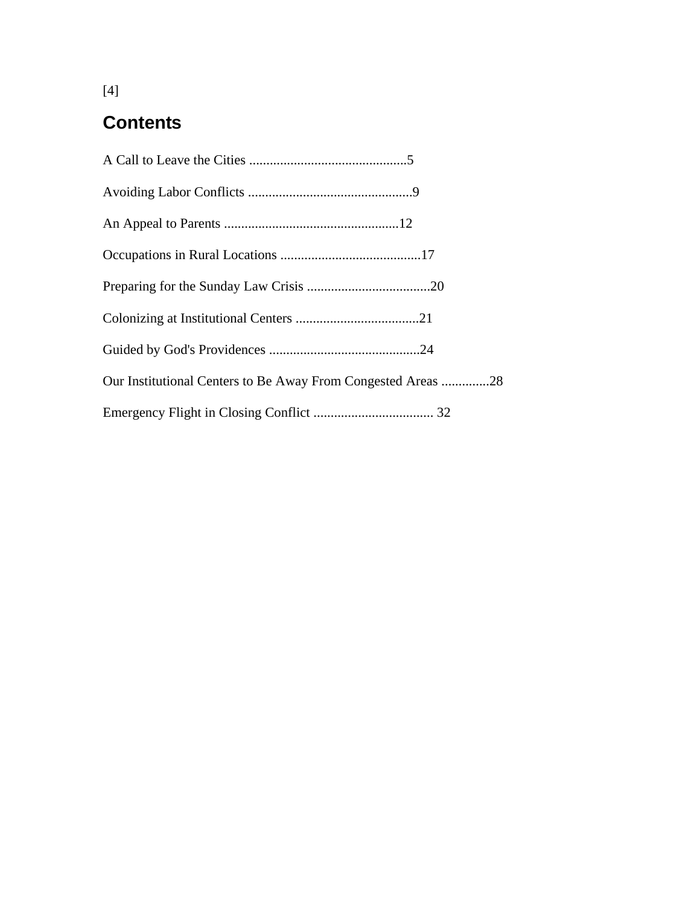## Contents

A Call to Leave the Cities ..............................................5

Avoiding Labor Conflicts ................................................9

An Appeal to Parents ...................................................12

Occupations in Rural Locations .........................................17

Preparing for the Sunday Law Crisis ....................................20

Colonizing at Institutional Centers ....................................21

Guided by God's Providences ............................................24

Our Institutional Centers to Be Away From Congested Areas .............28

Emergency Flight in Closing Conflict ................................... 32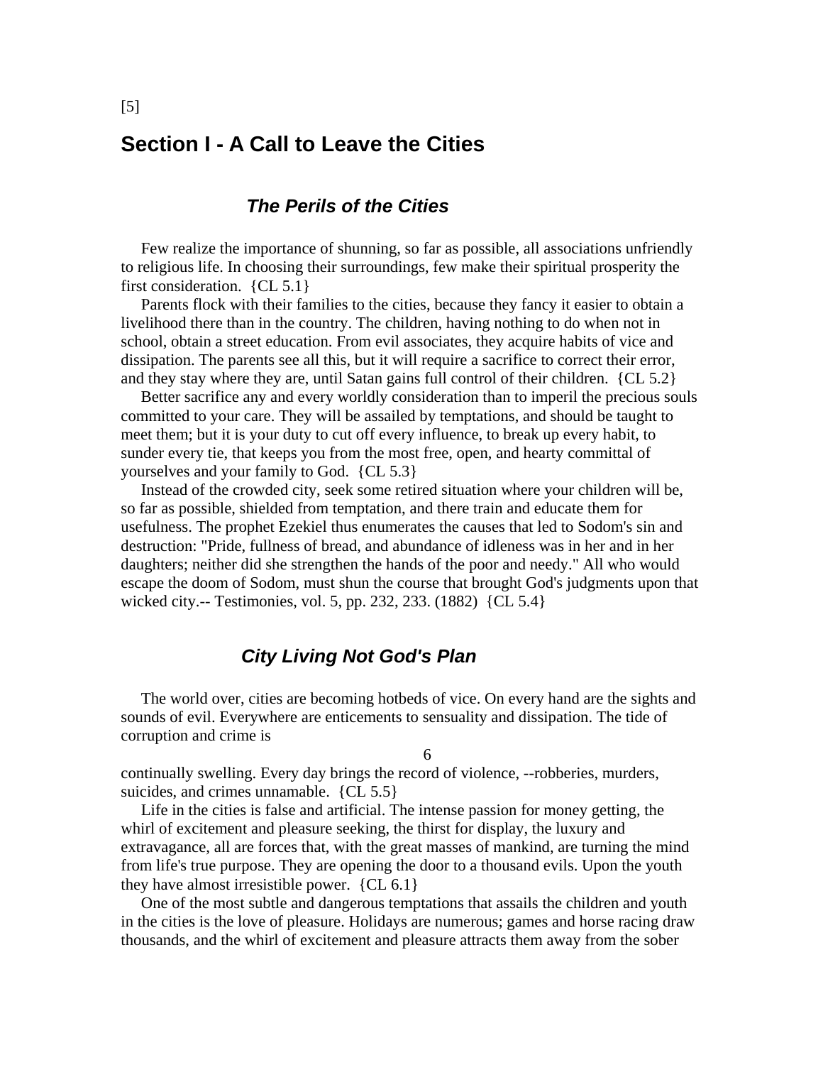## Section I - A Call to Leave the Cities

### *The Perils of the Cities*

Few realize the importance of shunning, so far as possible, all associations unfriendly to religious life. In choosing their surroundings, few make their spiritual prosperity the first consideration. {CL 5.1}

Parents flock with their families to the cities, because they fancy it easier to obtain a livelihood there than in the country. The children, having nothing to do when not in school, obtain a street education. From evil associates, they acquire habits of vice and dissipation. The parents see all this, but it will require a sacrifice to correct their error, and they stay where they are, until Satan gains full control of their children. {CL 5.2}

Better sacrifice any and every worldly consideration than to imperil the precious souls committed to your care. They will be assailed by temptations, and should be taught to meet them; but it is your duty to cut off every influence, to break up every habit, to sunder every tie, that keeps you from the most free, open, and hearty committal of yourselves and your family to God. {CL 5.3}

Instead of the crowded city, seek some retired situation where your children will be, so far as possible, shielded from temptation, and there train and educate them for usefulness. The prophet Ezekiel thus enumerates the causes that led to Sodom's sin and destruction: "Pride, fullness of bread, and abundance of idleness was in her and in her daughters; neither did she strengthen the hands of the poor and needy." All who would escape the doom of Sodom, must shun the course that brought God's judgments upon that wicked city.-- Testimonies, vol. 5, pp. 232, 233. (1882) {CL 5.4}

### *City Living Not God's Plan*

The world over, cities are becoming hotbeds of vice. On every hand are the sights and sounds of evil. Everywhere are enticements to sensuality and dissipation. The tide of corruption and crime is continually swelling. Every day brings the record of violence, --robberies, murders, suicides, and crimes unnamable. {CL 5.5}

Life in the cities is false and artificial. The intense passion for money getting, the whirl of excitement and pleasure seeking, the thirst for display, the luxury and extravagance, all are forces that, with the great masses of mankind, are turning the mind from life's true purpose. They are opening the door to a thousand evils. Upon the youth they have almost irresistible power. {CL 6.1}

One of the most subtle and dangerous temptations that assails the children and youth in the cities is the love of pleasure. Holidays are numerous; games and horse racing draw thousands, and the whirl of excitement and pleasure attracts them away from the sober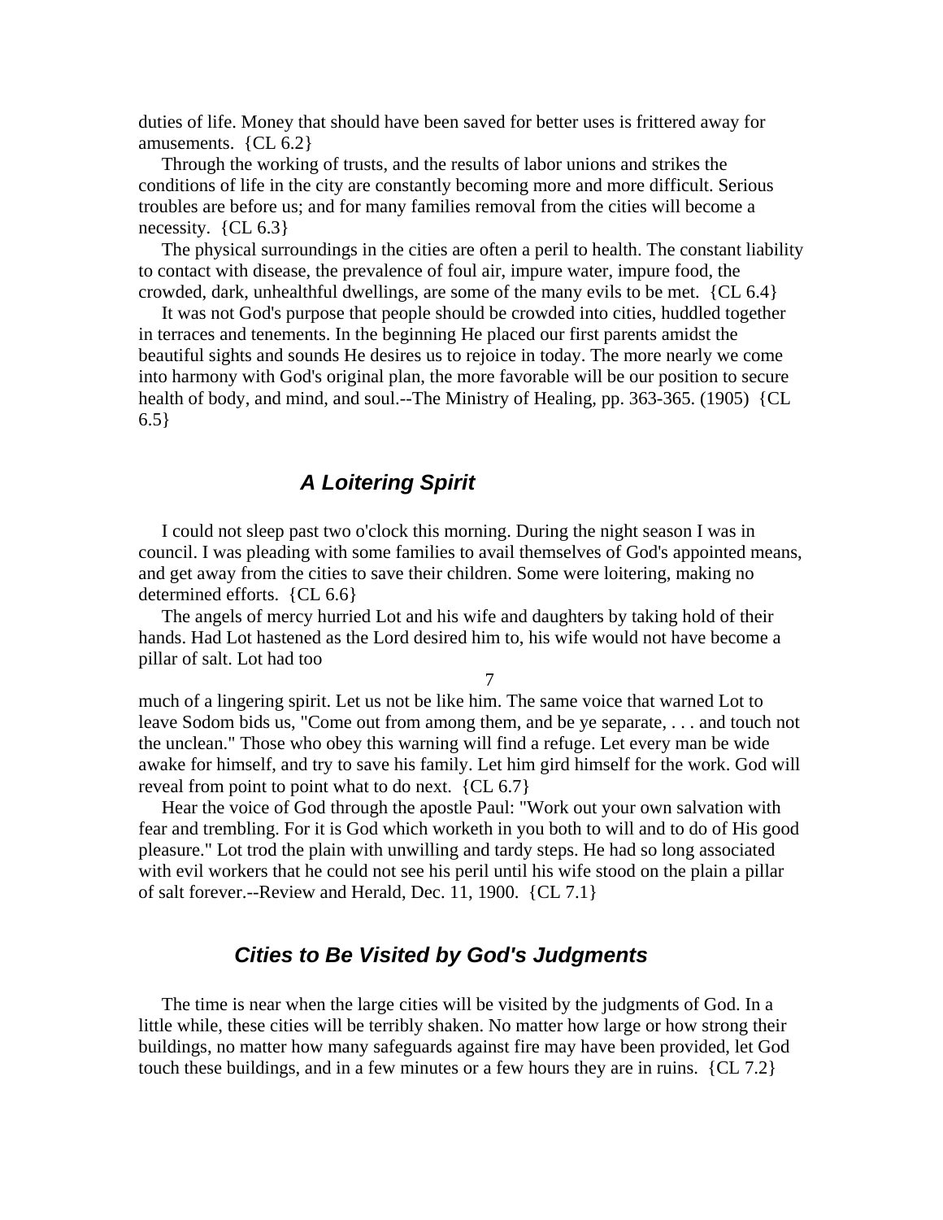duties of life. Money that should have been saved for better uses is frittered away for amusements. {CL 6.2}

Through the working of trusts, and the results of labor unions and strikes the conditions of life in the city are constantly becoming more and more difficult. Serious troubles are before us; and for many families removal from the cities will become a necessity. {CL 6.3}

The physical surroundings in the cities are often a peril to health. The constant liability to contact with disease, the prevalence of foul air, impure water, impure food, the crowded, dark, unhealthful dwellings, are some of the many evils to be met. {CL 6.4}

It was not God's purpose that people should be crowded into cities, huddled together in terraces and tenements. In the beginning He placed our first parents amidst the beautiful sights and sounds He desires us to rejoice in today. The more nearly we come into harmony with God's original plan, the more favorable will be our position to secure health of body, and mind, and soul.--The Ministry of Healing, pp. 363-365. (1905) {CL 6.5}

### *A Loitering Spirit*

I could not sleep past two o'clock this morning. During the night season I was in council. I was pleading with some families to avail themselves of God's appointed means, and get away from the cities to save their children. Some were loitering, making no determined efforts. {CL 6.6}

The angels of mercy hurried Lot and his wife and daughters by taking hold of their hands. Had Lot hastened as the Lord desired him to, his wife would not have become a pillar of salt. Lot had too much of a lingering spirit. Let us not be like him. The same voice that warned Lot to leave Sodom bids us, "Come out from among them, and be ye separate, . . . and touch not the unclean." Those who obey this warning will find a refuge. Let every man be wide awake for himself, and try to save his family. Let him gird himself for the work. God will reveal from point to point what to do next. {CL 6.7}

Hear the voice of God through the apostle Paul: "Work out your own salvation with fear and trembling. For it is God which worketh in you both to will and to do of His good pleasure." Lot trod the plain with unwilling and tardy steps. He had so long associated with evil workers that he could not see his peril until his wife stood on the plain a pillar of salt forever.--Review and Herald, Dec. 11, 1900. {CL 7.1}

### *Cities to Be Visited by God's Judgments*

The time is near when the large cities will be visited by the judgments of God. In a little while, these cities will be terribly shaken. No matter how large or how strong their buildings, no matter how many safeguards against fire may have been provided, let God touch these buildings, and in a few minutes or a few hours they are in ruins. {CL 7.2}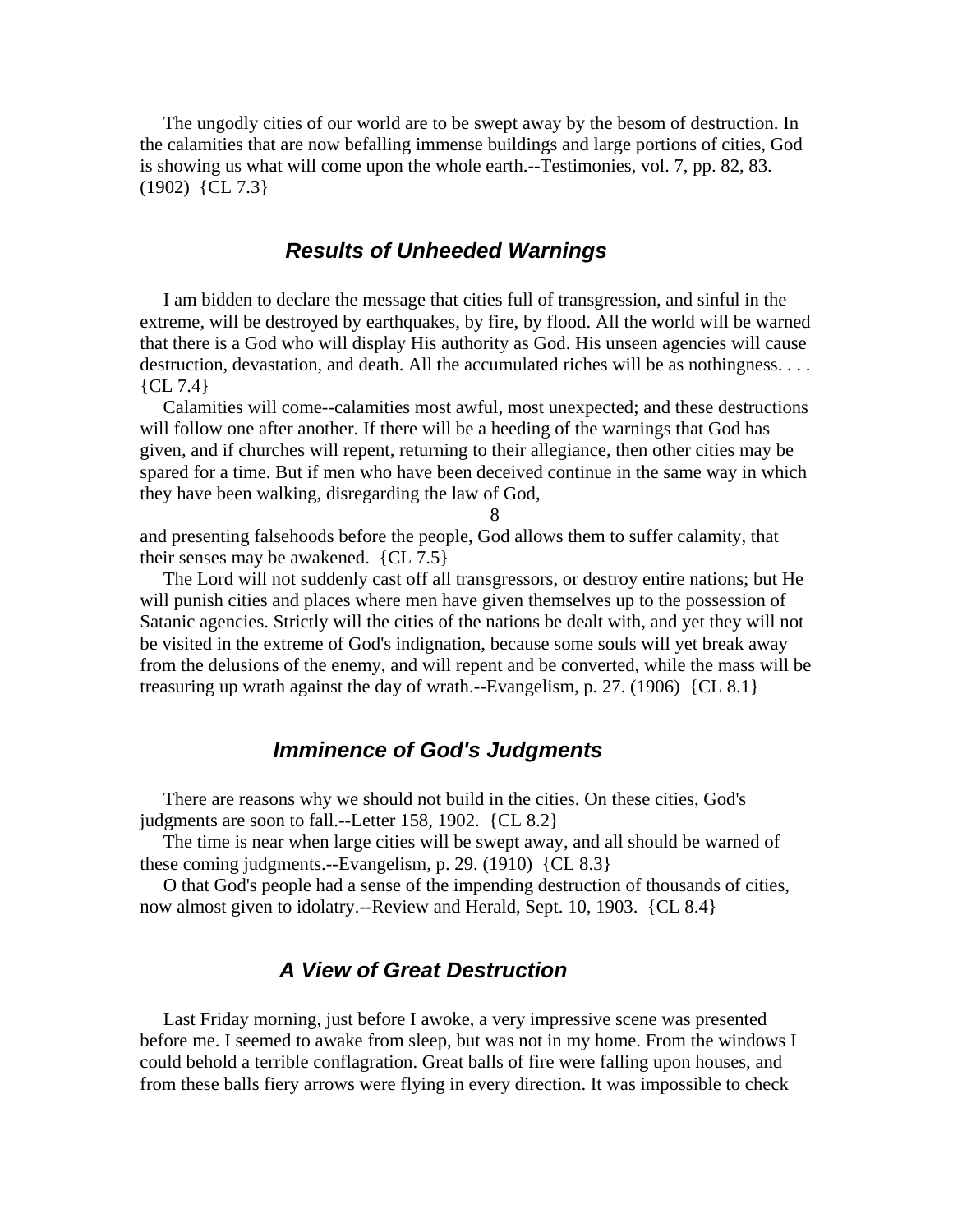The ungodly cities of our world are to be swept away by the besom of destruction. In the calamities that are now befalling immense buildings and large portions of cities, God is showing us what will come upon the whole earth.--Testimonies, vol. 7, pp. 82, 83. (1902) {CL 7.3}

## *Results of Unheeded Warnings*

I am bidden to declare the message that cities full of transgression, and sinful in the extreme, will be destroyed by earthquakes, by fire, by flood. All the world will be warned that there is a God who will display His authority as God. His unseen agencies will cause destruction, devastation, and death. All the accumulated riches will be as nothingness. . . . {CL 7.4}

Calamities will come--calamities most awful, most unexpected; and these destructions will follow one after another. If there will be a heeding of the warnings that God has given, and if churches will repent, returning to their allegiance, then other cities may be spared for a time. But if men who have been deceived continue in the same way in which they have been walking, disregarding the law of God, and presenting falsehoods before the people, God allows them to suffer calamity, that their senses may be awakened. {CL 7.5}

The Lord will not suddenly cast off all transgressors, or destroy entire nations; but He will punish cities and places where men have given themselves up to the possession of Satanic agencies. Strictly will the cities of the nations be dealt with, and yet they will not be visited in the extreme of God's indignation, because some souls will yet break away from the delusions of the enemy, and will repent and be converted, while the mass will be treasuring up wrath against the day of wrath.--Evangelism, p. 27. (1906) {CL 8.1}

## *Imminence of God's Judgments*

There are reasons why we should not build in the cities. On these cities, God's judgments are soon to fall.--Letter 158, 1902. {CL 8.2}

The time is near when large cities will be swept away, and all should be warned of these coming judgments.--Evangelism, p. 29. (1910) {CL 8.3}

O that God's people had a sense of the impending destruction of thousands of cities, now almost given to idolatry.--Review and Herald, Sept. 10, 1903. {CL 8.4}

## *A View of Great Destruction*

Last Friday morning, just before I awoke, a very impressive scene was presented before me. I seemed to awake from sleep, but was not in my home. From the windows I could behold a terrible conflagration. Great balls of fire were falling upon houses, and from these balls fiery arrows were flying in every direction. It was impossible to check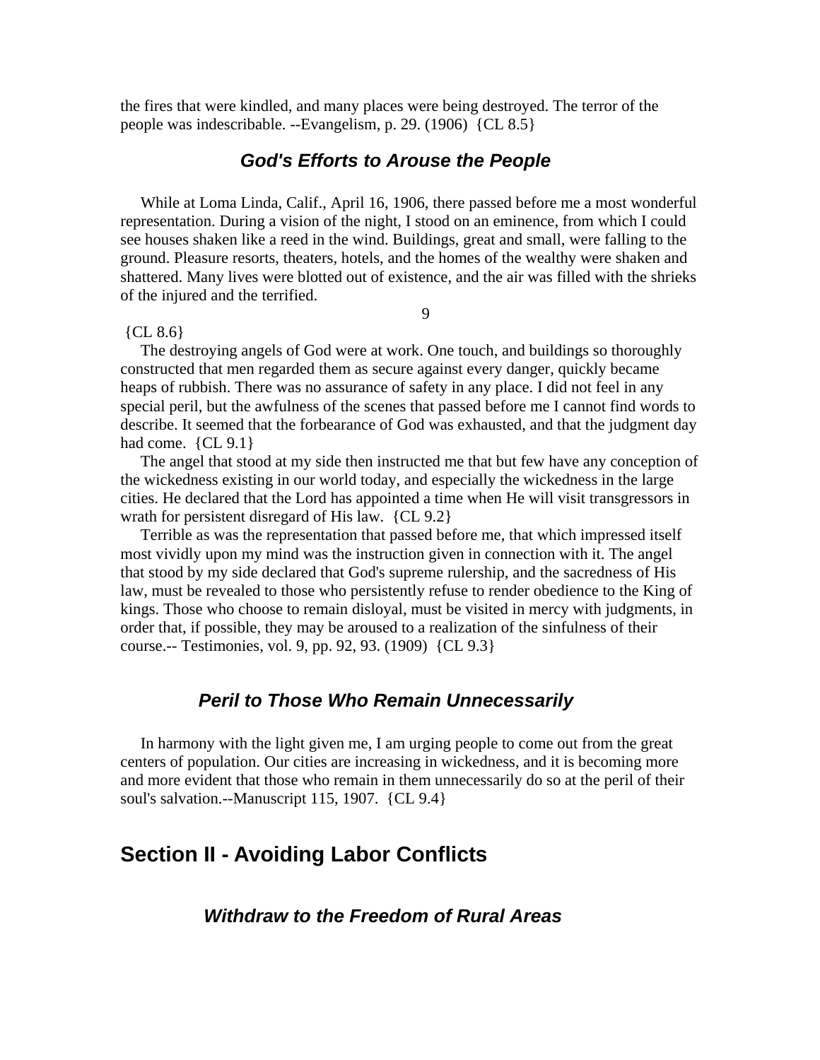the fires that were kindled, and many places were being destroyed. The terror of the people was indescribable. --Evangelism, p. 29. (1906) {CL 8.5}

### *God's Efforts to Arouse the People*

While at Loma Linda, Calif., April 16, 1906, there passed before me a most wonderful representation. During a vision of the night, I stood on an eminence, from which I could see houses shaken like a reed in the wind. Buildings, great and small, were falling to the ground. Pleasure resorts, theaters, hotels, and the homes of the wealthy were shaken and shattered. Many lives were blotted out of existence, and the air was filled with the shrieks of the injured and the terrified.

{CL 8.6}

The destroying angels of God were at work. One touch, and buildings so thoroughly constructed that men regarded them as secure against every danger, quickly became heaps of rubbish. There was no assurance of safety in any place. I did not feel in any special peril, but the awfulness of the scenes that passed before me I cannot find words to describe. It seemed that the forbearance of God was exhausted, and that the judgment day had come. {CL 9.1}

The angel that stood at my side then instructed me that but few have any conception of the wickedness existing in our world today, and especially the wickedness in the large cities. He declared that the Lord has appointed a time when He will visit transgressors in wrath for persistent disregard of His law. {CL 9.2}

Terrible as was the representation that passed before me, that which impressed itself most vividly upon my mind was the instruction given in connection with it. The angel that stood by my side declared that God's supreme rulership, and the sacredness of His law, must be revealed to those who persistently refuse to render obedience to the King of kings. Those who choose to remain disloyal, must be visited in mercy with judgments, in order that, if possible, they may be aroused to a realization of the sinfulness of their course.-- Testimonies, vol. 9, pp. 92, 93. (1909) {CL 9.3}

### *Peril to Those Who Remain Unnecessarily*

In harmony with the light given me, I am urging people to come out from the great centers of population. Our cities are increasing in wickedness, and it is becoming more and more evident that those who remain in them unnecessarily do so at the peril of their soul's salvation.--Manuscript 115, 1907. {CL 9.4}

## Section II - Avoiding Labor Conflicts

### *Withdraw to the Freedom of Rural Areas*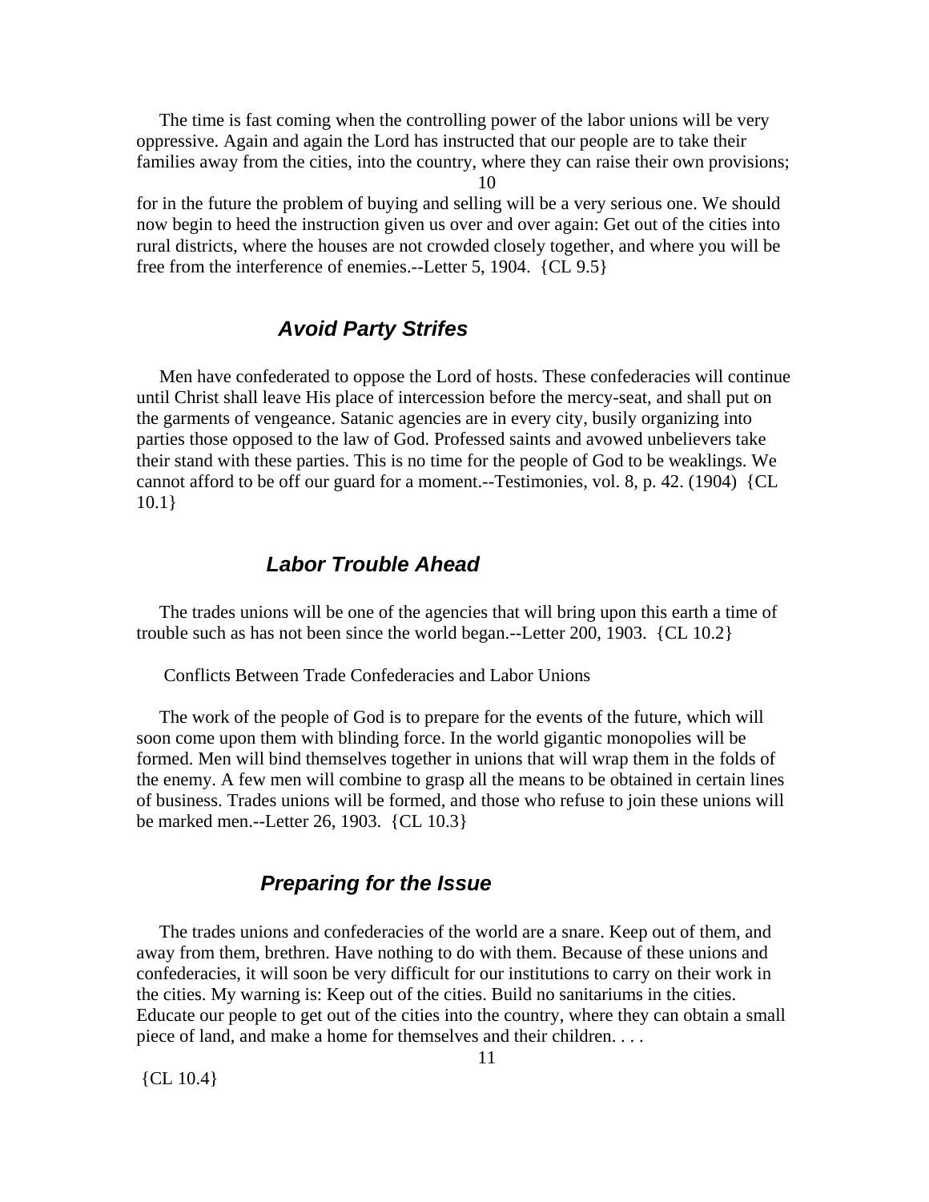The time is fast coming when the controlling power of the labor unions will be very oppressive. Again and again the Lord has instructed that our people are to take their families away from the cities, into the country, where they can raise their own provisions; for in the future the problem of buying and selling will be a very serious one. We should now begin to heed the instruction given us over and over again: Get out of the cities into rural districts, where the houses are not crowded closely together, and where you will be free from the interference of enemies.--Letter 5, 1904. {CL 9.5}

### *Avoid Party Strifes*

Men have confederated to oppose the Lord of hosts. These confederacies will continue until Christ shall leave His place of intercession before the mercy-seat, and shall put on the garments of vengeance. Satanic agencies are in every city, busily organizing into parties those opposed to the law of God. Professed saints and avowed unbelievers take their stand with these parties. This is no time for the people of God to be weaklings. We cannot afford to be off our guard for a moment.--Testimonies, vol. 8, p. 42. (1904) {CL 10.1}

### *Labor Trouble Ahead*

The trades unions will be one of the agencies that will bring upon this earth a time of trouble such as has not been since the world began.--Letter 200, 1903. {CL 10.2}

Conflicts Between Trade Confederacies and Labor Unions

The work of the people of God is to prepare for the events of the future, which will soon come upon them with blinding force. In the world gigantic monopolies will be formed. Men will bind themselves together in unions that will wrap them in the folds of the enemy. A few men will combine to grasp all the means to be obtained in certain lines of business. Trades unions will be formed, and those who refuse to join these unions will be marked men.--Letter 26, 1903. {CL 10.3}

### *Preparing for the Issue*

The trades unions and confederacies of the world are a snare. Keep out of them, and away from them, brethren. Have nothing to do with them. Because of these unions and confederacies, it will soon be very difficult for our institutions to carry on their work in the cities. My warning is: Keep out of the cities. Build no sanitariums in the cities. Educate our people to get out of the cities into the country, where they can obtain a small piece of land, and make a home for themselves and their children. . . .

{CL 10.4}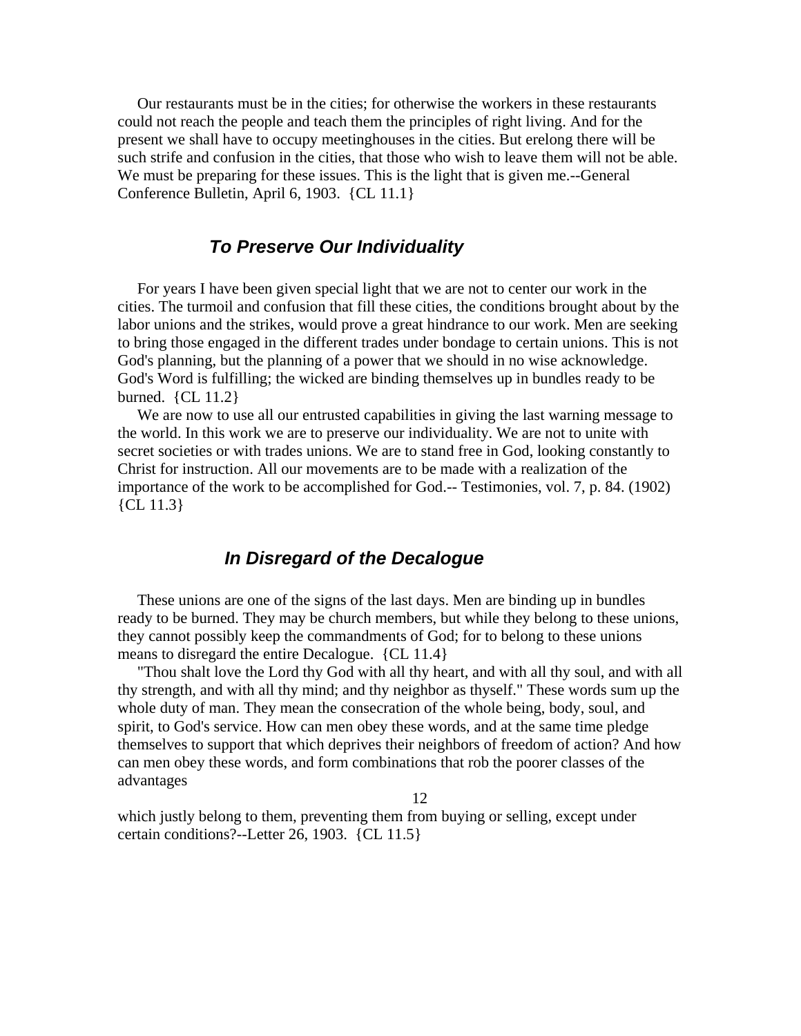Our restaurants must be in the cities; for otherwise the workers in these restaurants could not reach the people and teach them the principles of right living. And for the present we shall have to occupy meetinghouses in the cities. But erelong there will be such strife and confusion in the cities, that those who wish to leave them will not be able. We must be preparing for these issues. This is the light that is given me.--General Conference Bulletin, April 6, 1903. {CL 11.1}

### *To Preserve Our Individuality*

For years I have been given special light that we are not to center our work in the cities. The turmoil and confusion that fill these cities, the conditions brought about by the labor unions and the strikes, would prove a great hindrance to our work. Men are seeking to bring those engaged in the different trades under bondage to certain unions. This is not God's planning, but the planning of a power that we should in no wise acknowledge. God's Word is fulfilling; the wicked are binding themselves up in bundles ready to be burned. {CL 11.2}

We are now to use all our entrusted capabilities in giving the last warning message to the world. In this work we are to preserve our individuality. We are not to unite with secret societies or with trades unions. We are to stand free in God, looking constantly to Christ for instruction. All our movements are to be made with a realization of the importance of the work to be accomplished for God.-- Testimonies, vol. 7, p. 84. (1902) {CL 11.3}

### *In Disregard of the Decalogue*

These unions are one of the signs of the last days. Men are binding up in bundles ready to be burned. They may be church members, but while they belong to these unions, they cannot possibly keep the commandments of God; for to belong to these unions means to disregard the entire Decalogue. {CL 11.4}

"Thou shalt love the Lord thy God with all thy heart, and with all thy soul, and with all thy strength, and with all thy mind; and thy neighbor as thyself." These words sum up the whole duty of man. They mean the consecration of the whole being, body, soul, and spirit, to God's service. How can men obey these words, and at the same time pledge themselves to support that which deprives their neighbors of freedom of action? And how can men obey these words, and form combinations that rob the poorer classes of the advantages which justly belong to them, preventing them from buying or selling, except under certain conditions?--Letter 26, 1903. {CL 11.5}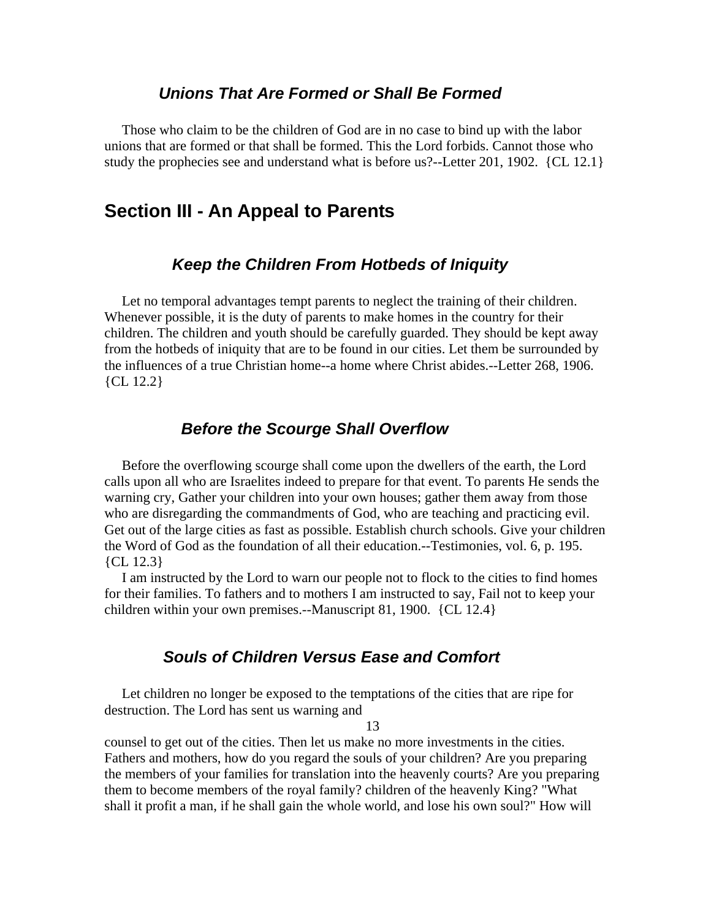### *Unions That Are Formed or Shall Be Formed*

Those who claim to be the children of God are in no case to bind up with the labor unions that are formed or that shall be formed. This the Lord forbids. Cannot those who study the prophecies see and understand what is before us?--Letter 201, 1902. {CL 12.1}

## Section III - An Appeal to Parents

### *Keep the Children From Hotbeds of Iniquity*

Let no temporal advantages tempt parents to neglect the training of their children. Whenever possible, it is the duty of parents to make homes in the country for their children. The children and youth should be carefully guarded. They should be kept away from the hotbeds of iniquity that are to be found in our cities. Let them be surrounded by the influences of a true Christian home--a home where Christ abides.--Letter 268, 1906. {CL 12.2}

### *Before the Scourge Shall Overflow*

Before the overflowing scourge shall come upon the dwellers of the earth, the Lord calls upon all who are Israelites indeed to prepare for that event. To parents He sends the warning cry, Gather your children into your own houses; gather them away from those who are disregarding the commandments of God, who are teaching and practicing evil. Get out of the large cities as fast as possible. Establish church schools. Give your children the Word of God as the foundation of all their education.--Testimonies, vol. 6, p. 195. {CL 12.3}

I am instructed by the Lord to warn our people not to flock to the cities to find homes for their families. To fathers and to mothers I am instructed to say, Fail not to keep your children within your own premises.--Manuscript 81, 1900. {CL 12.4}

### *Souls of Children Versus Ease and Comfort*

Let children no longer be exposed to the temptations of the cities that are ripe for destruction. The Lord has sent us warning and counsel to get out of the cities. Then let us make no more investments in the cities. Fathers and mothers, how do you regard the souls of your children? Are you preparing the members of your families for translation into the heavenly courts? Are you preparing them to become members of the royal family? children of the heavenly King? "What shall it profit a man, if he shall gain the whole world, and lose his own soul?" How will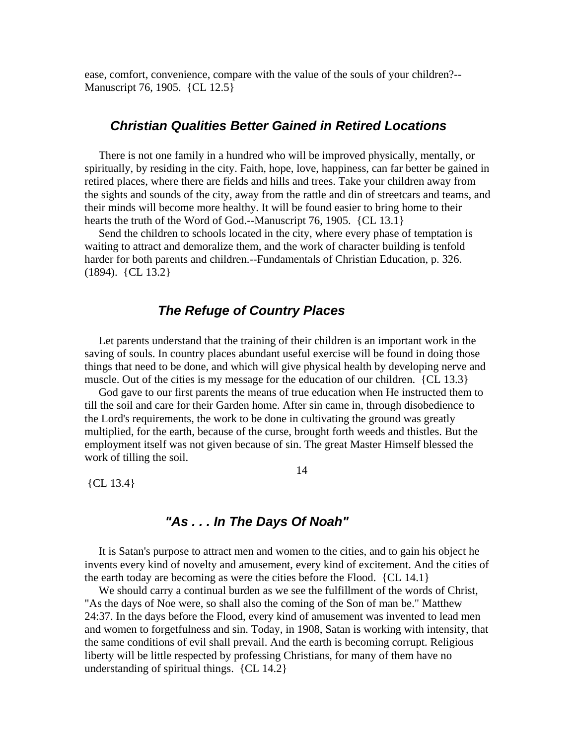ease, comfort, convenience, compare with the value of the souls of your children?--Manuscript 76, 1905. {CL 12.5}

### *Christian Qualities Better Gained in Retired Locations*

There is not one family in a hundred who will be improved physically, mentally, or spiritually, by residing in the city. Faith, hope, love, happiness, can far better be gained in retired places, where there are fields and hills and trees. Take your children away from the sights and sounds of the city, away from the rattle and din of streetcars and teams, and their minds will become more healthy. It will be found easier to bring home to their hearts the truth of the Word of God.--Manuscript 76, 1905. {CL 13.1}

Send the children to schools located in the city, where every phase of temptation is waiting to attract and demoralize them, and the work of character building is tenfold harder for both parents and children.--Fundamentals of Christian Education, p. 326. (1894). {CL 13.2}

### *The Refuge of Country Places*

Let parents understand that the training of their children is an important work in the saving of souls. In country places abundant useful exercise will be found in doing those things that need to be done, and which will give physical health by developing nerve and muscle. Out of the cities is my message for the education of our children. {CL 13.3}

God gave to our first parents the means of true education when He instructed them to till the soil and care for their Garden home. After sin came in, through disobedience to the Lord's requirements, the work to be done in cultivating the ground was greatly multiplied, for the earth, because of the curse, brought forth weeds and thistles. But the employment itself was not given because of sin. The great Master Himself blessed the work of tilling the soil.

{CL 13.4}

### *"As . . . In The Days Of Noah"*

It is Satan's purpose to attract men and women to the cities, and to gain his object he invents every kind of novelty and amusement, every kind of excitement. And the cities of the earth today are becoming as were the cities before the Flood. {CL 14.1}

We should carry a continual burden as we see the fulfillment of the words of Christ, "As the days of Noe were, so shall also the coming of the Son of man be." Matthew 24:37. In the days before the Flood, every kind of amusement was invented to lead men and women to forgetfulness and sin. Today, in 1908, Satan is working with intensity, that the same conditions of evil shall prevail. And the earth is becoming corrupt. Religious liberty will be little respected by professing Christians, for many of them have no understanding of spiritual things. {CL 14.2}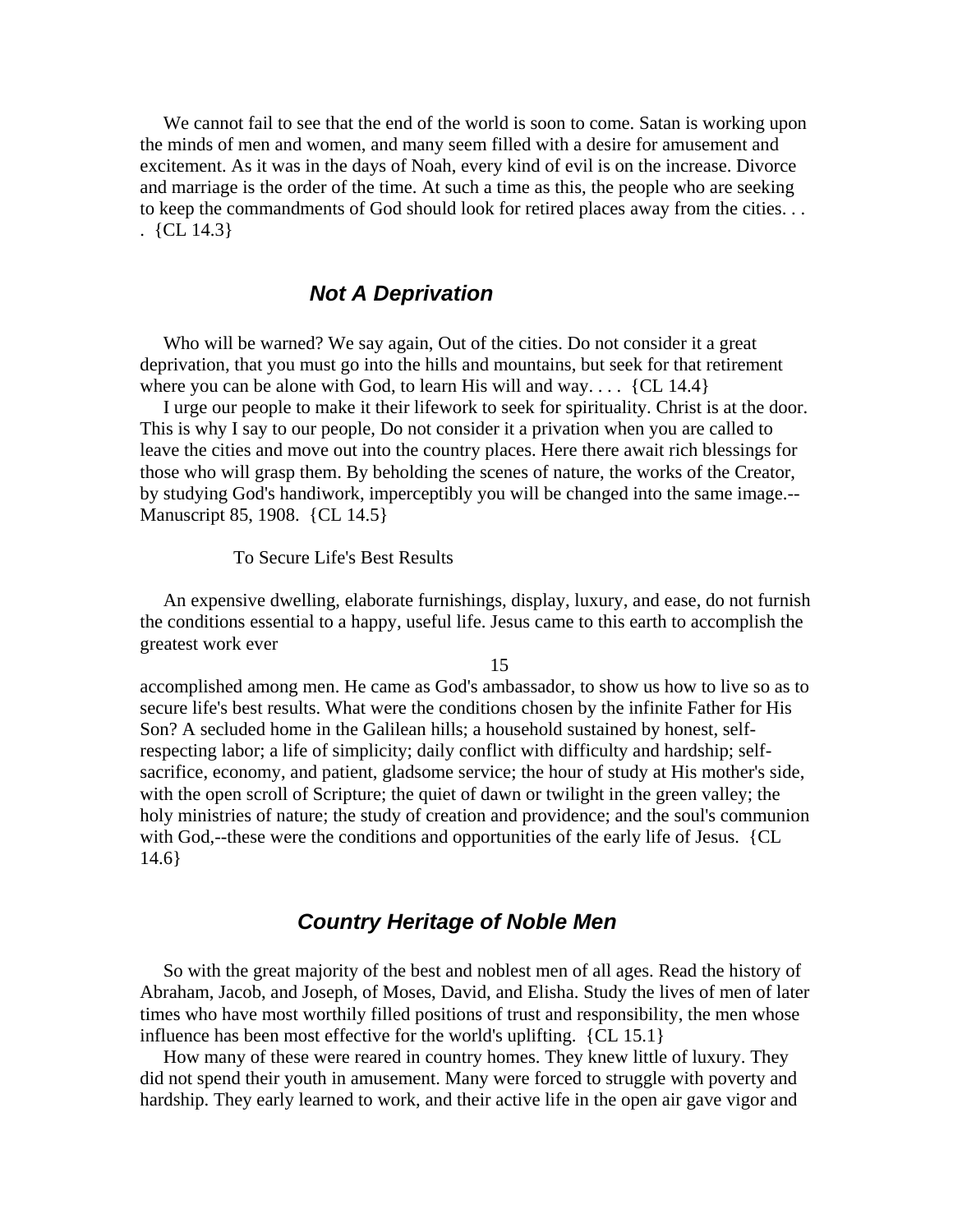We cannot fail to see that the end of the world is soon to come. Satan is working upon the minds of men and women, and many seem filled with a desire for amusement and excitement. As it was in the days of Noah, every kind of evil is on the increase. Divorce and marriage is the order of the time. At such a time as this, the people who are seeking to keep the commandments of God should look for retired places away from the cities. . . . {CL 14.3}

## *Not A Deprivation*

Who will be warned? We say again, Out of the cities. Do not consider it a great deprivation, that you must go into the hills and mountains, but seek for that retirement where you can be alone with God, to learn His will and way. . . . {CL 14.4}

I urge our people to make it their lifework to seek for spirituality. Christ is at the door. This is why I say to our people, Do not consider it a privation when you are called to leave the cities and move out into the country places. Here there await rich blessings for those who will grasp them. By beholding the scenes of nature, the works of the Creator, by studying God's handiwork, imperceptibly you will be changed into the same image.--Manuscript 85, 1908. {CL 14.5}

To Secure Life's Best Results

An expensive dwelling, elaborate furnishings, display, luxury, and ease, do not furnish the conditions essential to a happy, useful life. Jesus came to this earth to accomplish the greatest work ever accomplished among men. He came as God's ambassador, to show us how to live so as to secure life's best results. What were the conditions chosen by the infinite Father for His Son? A secluded home in the Galilean hills; a household sustained by honest, self-respecting labor; a life of simplicity; daily conflict with difficulty and hardship; self-sacrifice, economy, and patient, gladsome service; the hour of study at His mother's side, with the open scroll of Scripture; the quiet of dawn or twilight in the green valley; the holy ministries of nature; the study of creation and providence; and the soul's communion with God,--these were the conditions and opportunities of the early life of Jesus. {CL 14.6}

## *Country Heritage of Noble Men*

So with the great majority of the best and noblest men of all ages. Read the history of Abraham, Jacob, and Joseph, of Moses, David, and Elisha. Study the lives of men of later times who have most worthily filled positions of trust and responsibility, the men whose influence has been most effective for the world's uplifting. {CL 15.1}

How many of these were reared in country homes. They knew little of luxury. They did not spend their youth in amusement. Many were forced to struggle with poverty and hardship. They early learned to work, and their active life in the open air gave vigor and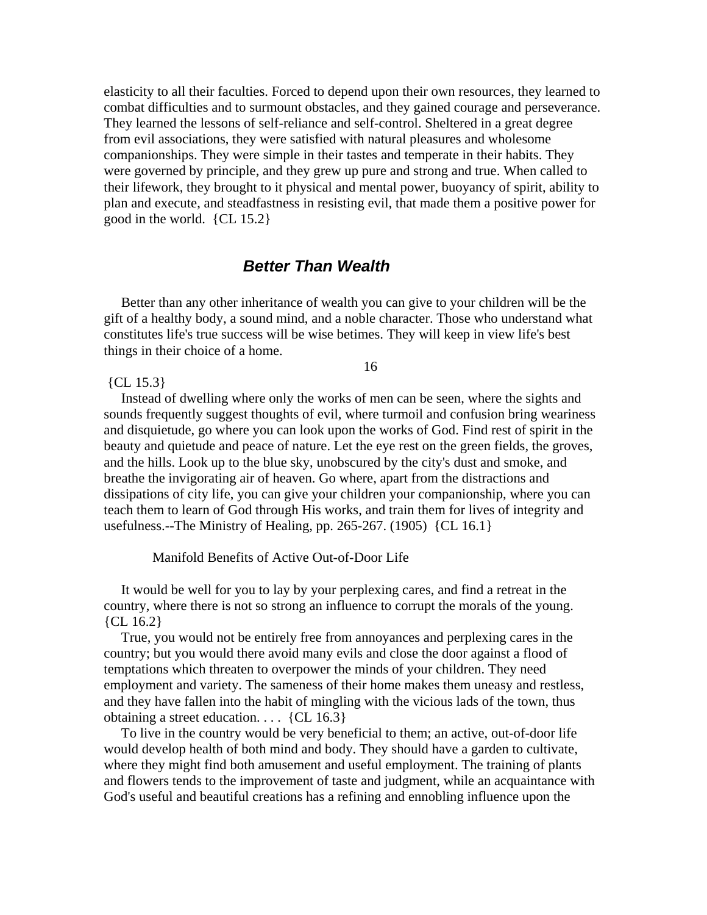elasticity to all their faculties. Forced to depend upon their own resources, they learned to combat difficulties and to surmount obstacles, and they gained courage and perseverance. They learned the lessons of self-reliance and self-control. Sheltered in a great degree from evil associations, they were satisfied with natural pleasures and wholesome companionships. They were simple in their tastes and temperate in their habits. They were governed by principle, and they grew up pure and strong and true. When called to their lifework, they brought to it physical and mental power, buoyancy of spirit, ability to plan and execute, and steadfastness in resisting evil, that made them a positive power for good in the world. {CL 15.2}

## *Better Than Wealth*

Better than any other inheritance of wealth you can give to your children will be the gift of a healthy body, a sound mind, and a noble character. Those who understand what constitutes life's true success will be wise betimes. They will keep in view life's best things in their choice of a home. {CL 15.3}

Instead of dwelling where only the works of men can be seen, where the sights and sounds frequently suggest thoughts of evil, where turmoil and confusion bring weariness and disquietude, go where you can look upon the works of God. Find rest of spirit in the beauty and quietude and peace of nature. Let the eye rest on the green fields, the groves, and the hills. Look up to the blue sky, unobscured by the city's dust and smoke, and breathe the invigorating air of heaven. Go where, apart from the distractions and dissipations of city life, you can give your children your companionship, where you can teach them to learn of God through His works, and train them for lives of integrity and usefulness.--The Ministry of Healing, pp. 265-267. (1905) {CL 16.1}

### Manifold Benefits of Active Out-of-Door Life

It would be well for you to lay by your perplexing cares, and find a retreat in the country, where there is not so strong an influence to corrupt the morals of the young. {CL 16.2}

True, you would not be entirely free from annoyances and perplexing cares in the country; but you would there avoid many evils and close the door against a flood of temptations which threaten to overpower the minds of your children. They need employment and variety. The sameness of their home makes them uneasy and restless, and they have fallen into the habit of mingling with the vicious lads of the town, thus obtaining a street education. . . . {CL 16.3}

To live in the country would be very beneficial to them; an active, out-of-door life would develop health of both mind and body. They should have a garden to cultivate, where they might find both amusement and useful employment. The training of plants and flowers tends to the improvement of taste and judgment, while an acquaintance with God's useful and beautiful creations has a refining and ennobling influence upon the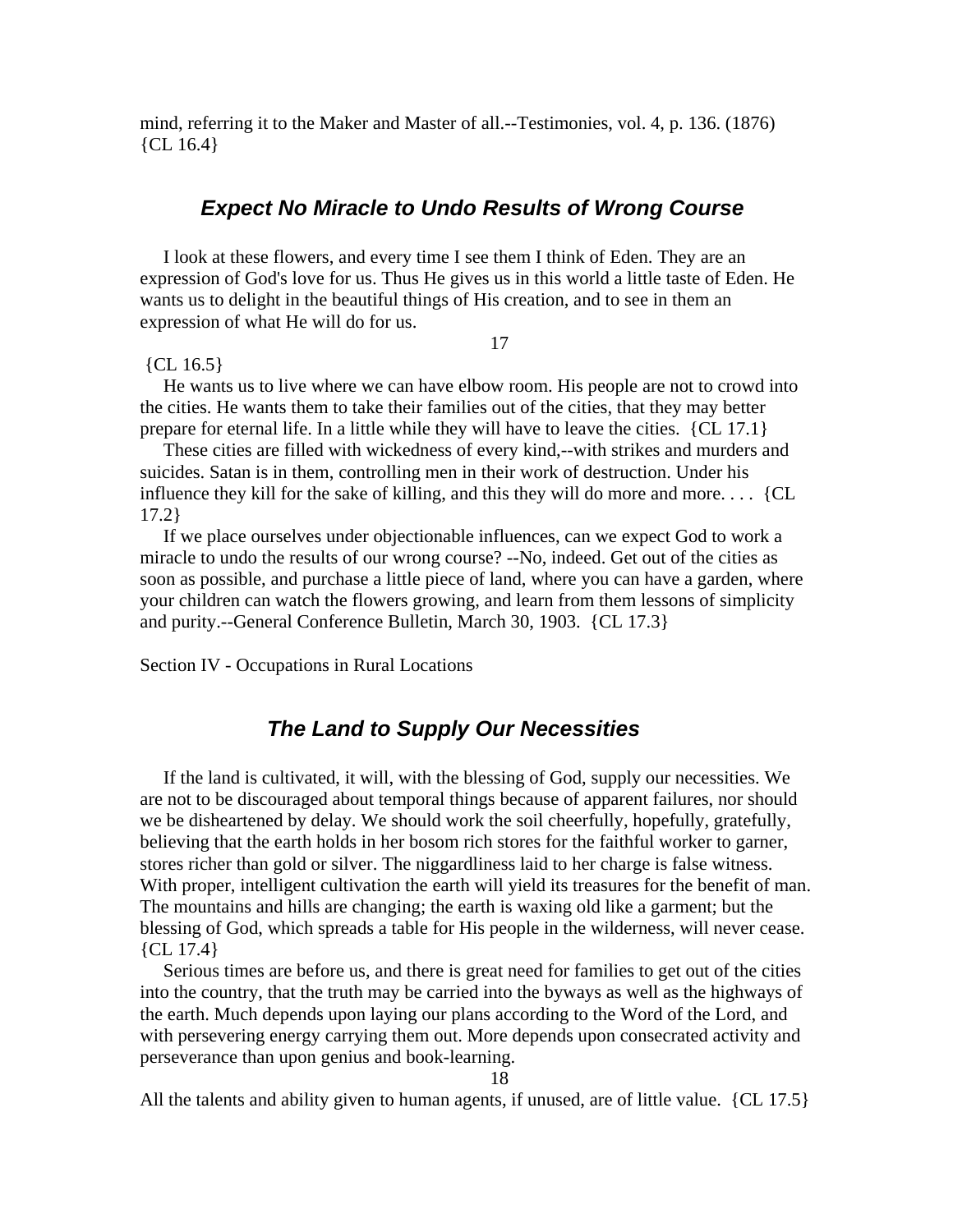mind, referring it to the Maker and Master of all.--Testimonies, vol. 4, p. 136. (1876) {CL 16.4}

## Expect No Miracle to Undo Results of Wrong Course

I look at these flowers, and every time I see them I think of Eden. They are an expression of God's love for us. Thus He gives us in this world a little taste of Eden. He wants us to delight in the beautiful things of His creation, and to see in them an expression of what He will do for us. {CL 16.5}

He wants us to live where we can have elbow room. His people are not to crowd into the cities. He wants them to take their families out of the cities, that they may better prepare for eternal life. In a little while they will have to leave the cities. {CL 17.1}

These cities are filled with wickedness of every kind,--with strikes and murders and suicides. Satan is in them, controlling men in their work of destruction. Under his influence they kill for the sake of killing, and this they will do more and more. . . . {CL 17.2}

If we place ourselves under objectionable influences, can we expect God to work a miracle to undo the results of our wrong course? --No, indeed. Get out of the cities as soon as possible, and purchase a little piece of land, where you can have a garden, where your children can watch the flowers growing, and learn from them lessons of simplicity and purity.--General Conference Bulletin, March 30, 1903. {CL 17.3}

Section IV - Occupations in Rural Locations

## The Land to Supply Our Necessities

If the land is cultivated, it will, with the blessing of God, supply our necessities. We are not to be discouraged about temporal things because of apparent failures, nor should we be disheartened by delay. We should work the soil cheerfully, hopefully, gratefully, believing that the earth holds in her bosom rich stores for the faithful worker to garner, stores richer than gold or silver. The niggardliness laid to her charge is false witness. With proper, intelligent cultivation the earth will yield its treasures for the benefit of man. The mountains and hills are changing; the earth is waxing old like a garment; but the blessing of God, which spreads a table for His people in the wilderness, will never cease. {CL 17.4}

Serious times are before us, and there is great need for families to get out of the cities into the country, that the truth may be carried into the byways as well as the highways of the earth. Much depends upon laying our plans according to the Word of the Lord, and with persevering energy carrying them out. More depends upon consecrated activity and perseverance than upon genius and book-learning. All the talents and ability given to human agents, if unused, are of little value. {CL 17.5}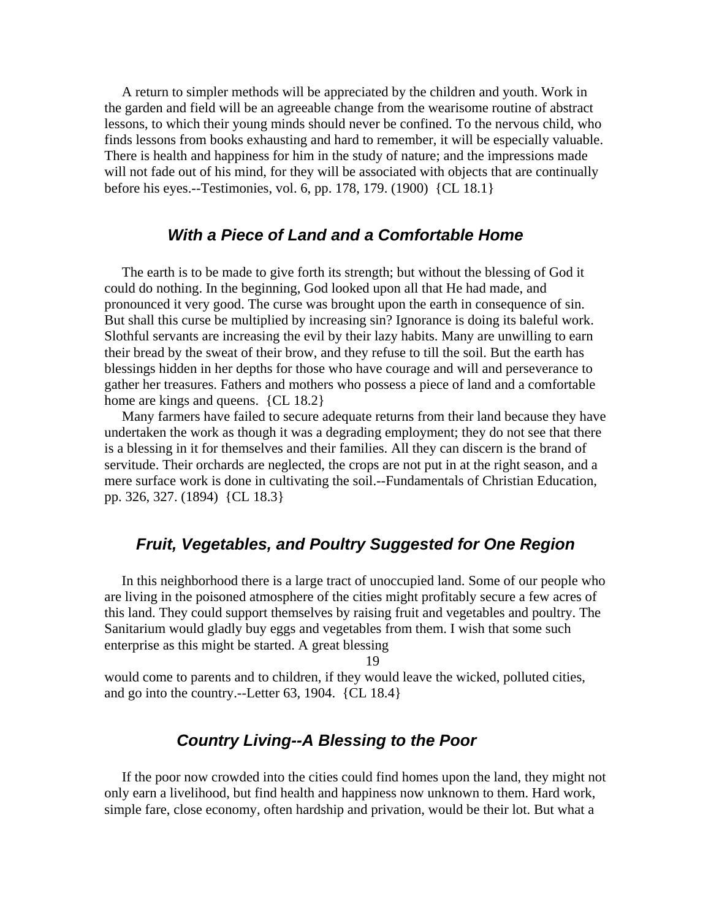A return to simpler methods will be appreciated by the children and youth. Work in the garden and field will be an agreeable change from the wearisome routine of abstract lessons, to which their young minds should never be confined. To the nervous child, who finds lessons from books exhausting and hard to remember, it will be especially valuable. There is health and happiness for him in the study of nature; and the impressions made will not fade out of his mind, for they will be associated with objects that are continually before his eyes.--Testimonies, vol. 6, pp. 178, 179. (1900) {CL 18.1}

### *With a Piece of Land and a Comfortable Home*

The earth is to be made to give forth its strength; but without the blessing of God it could do nothing. In the beginning, God looked upon all that He had made, and pronounced it very good. The curse was brought upon the earth in consequence of sin. But shall this curse be multiplied by increasing sin? Ignorance is doing its baleful work. Slothful servants are increasing the evil by their lazy habits. Many are unwilling to earn their bread by the sweat of their brow, and they refuse to till the soil. But the earth has blessings hidden in her depths for those who have courage and will and perseverance to gather her treasures. Fathers and mothers who possess a piece of land and a comfortable home are kings and queens. {CL 18.2}

Many farmers have failed to secure adequate returns from their land because they have undertaken the work as though it was a degrading employment; they do not see that there is a blessing in it for themselves and their families. All they can discern is the brand of servitude. Their orchards are neglected, the crops are not put in at the right season, and a mere surface work is done in cultivating the soil.--Fundamentals of Christian Education, pp. 326, 327. (1894) {CL 18.3}

### *Fruit, Vegetables, and Poultry Suggested for One Region*

In this neighborhood there is a large tract of unoccupied land. Some of our people who are living in the poisoned atmosphere of the cities might profitably secure a few acres of this land. They could support themselves by raising fruit and vegetables and poultry. The Sanitarium would gladly buy eggs and vegetables from them. I wish that some such enterprise as this might be started. A great blessing would come to parents and to children, if they would leave the wicked, polluted cities, and go into the country.--Letter 63, 1904. {CL 18.4}

### *Country Living--A Blessing to the Poor*

If the poor now crowded into the cities could find homes upon the land, they might not only earn a livelihood, but find health and happiness now unknown to them. Hard work, simple fare, close economy, often hardship and privation, would be their lot. But what a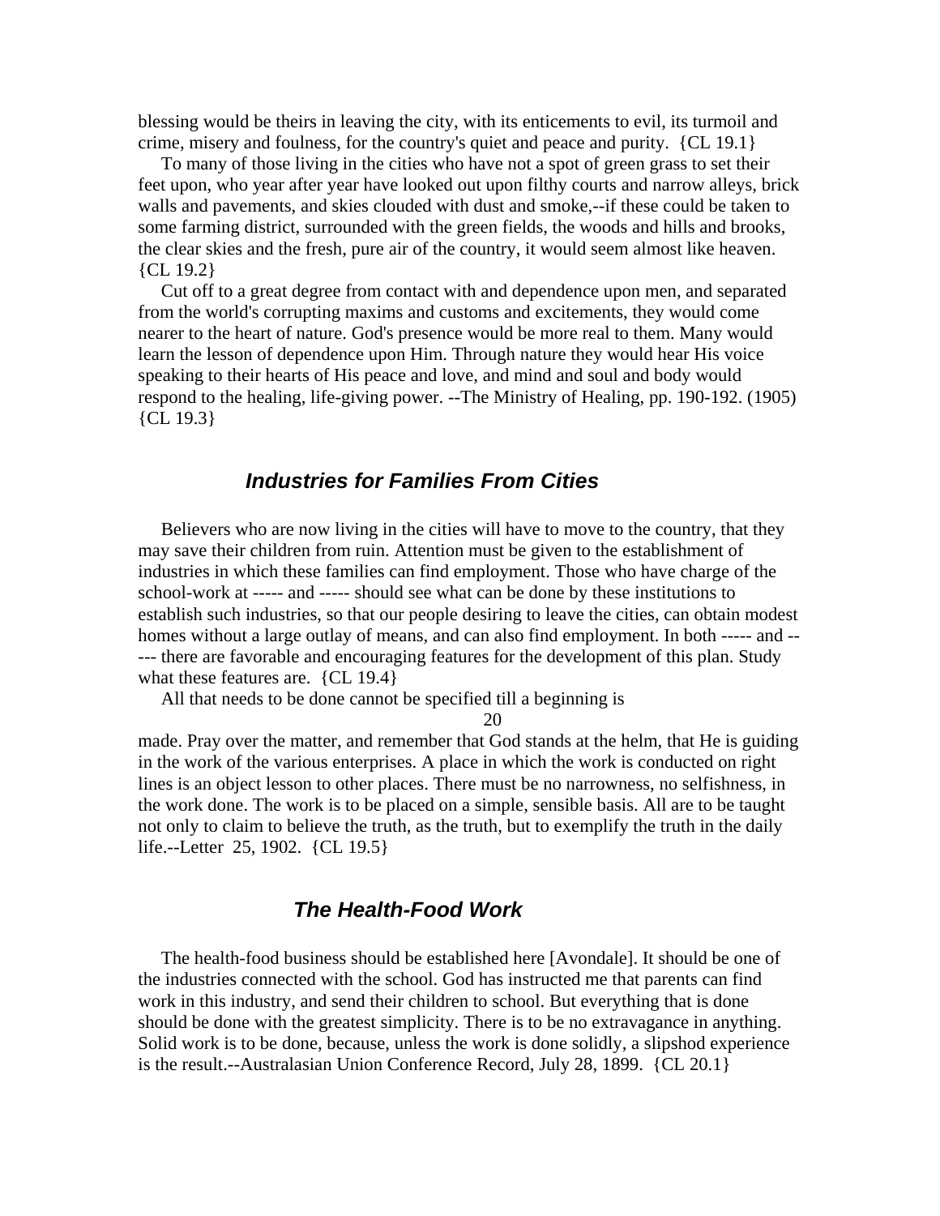blessing would be theirs in leaving the city, with its enticements to evil, its turmoil and crime, misery and foulness, for the country's quiet and peace and purity. {CL 19.1}

To many of those living in the cities who have not a spot of green grass to set their feet upon, who year after year have looked out upon filthy courts and narrow alleys, brick walls and pavements, and skies clouded with dust and smoke,--if these could be taken to some farming district, surrounded with the green fields, the woods and hills and brooks, the clear skies and the fresh, pure air of the country, it would seem almost like heaven. {CL 19.2}

Cut off to a great degree from contact with and dependence upon men, and separated from the world's corrupting maxims and customs and excitements, they would come nearer to the heart of nature. God's presence would be more real to them. Many would learn the lesson of dependence upon Him. Through nature they would hear His voice speaking to their hearts of His peace and love, and mind and soul and body would respond to the healing, life-giving power. --The Ministry of Healing, pp. 190-192. (1905) {CL 19.3}

### *Industries for Families From Cities*

Believers who are now living in the cities will have to move to the country, that they may save their children from ruin. Attention must be given to the establishment of industries in which these families can find employment. Those who have charge of the school-work at ----- and ----- should see what can be done by these institutions to establish such industries, so that our people desiring to leave the cities, can obtain modest homes without a large outlay of means, and can also find employment. In both ----- and ----- there are favorable and encouraging features for the development of this plan. Study what these features are. {CL 19.4}

All that needs to be done cannot be specified till a beginning is made. Pray over the matter, and remember that God stands at the helm, that He is guiding in the work of the various enterprises. A place in which the work is conducted on right lines is an object lesson to other places. There must be no narrowness, no selfishness, in the work done. The work is to be placed on a simple, sensible basis. All are to be taught not only to claim to believe the truth, as the truth, but to exemplify the truth in the daily life.--Letter 25, 1902. {CL 19.5}

### *The Health-Food Work*

The health-food business should be established here [Avondale]. It should be one of the industries connected with the school. God has instructed me that parents can find work in this industry, and send their children to school. But everything that is done should be done with the greatest simplicity. There is to be no extravagance in anything. Solid work is to be done, because, unless the work is done solidly, a slipshod experience is the result.--Australasian Union Conference Record, July 28, 1899. {CL 20.1}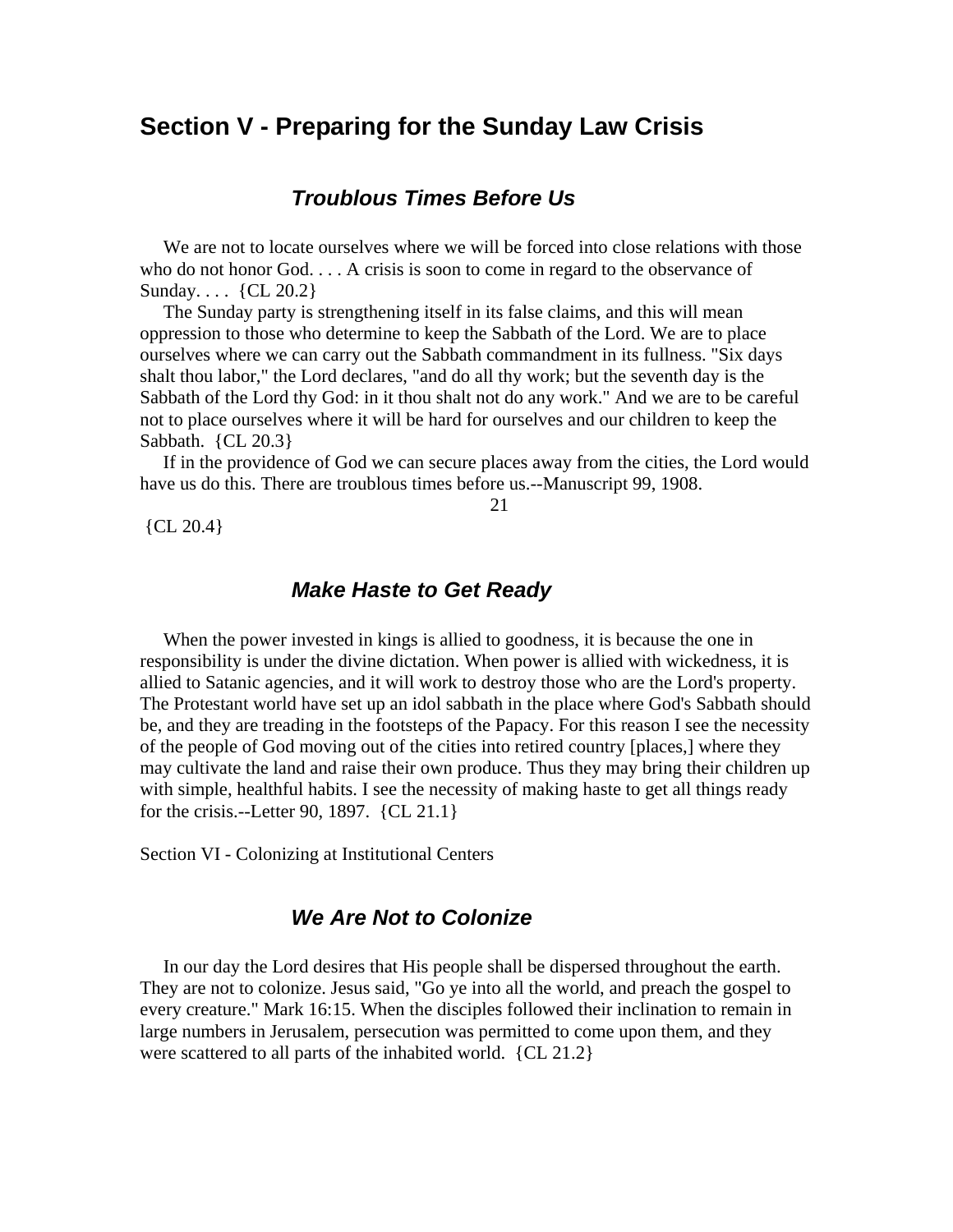## Section V - Preparing for the Sunday Law Crisis

### *Troublous Times Before Us*

We are not to locate ourselves where we will be forced into close relations with those who do not honor God. . . . A crisis is soon to come in regard to the observance of Sunday. . . . {CL 20.2}

The Sunday party is strengthening itself in its false claims, and this will mean oppression to those who determine to keep the Sabbath of the Lord. We are to place ourselves where we can carry out the Sabbath commandment in its fullness. "Six days shalt thou labor," the Lord declares, "and do all thy work; but the seventh day is the Sabbath of the Lord thy God: in it thou shalt not do any work." And we are to be careful not to place ourselves where it will be hard for ourselves and our children to keep the Sabbath. {CL 20.3}

If in the providence of God we can secure places away from the cities, the Lord would have us do this. There are troublous times before us.--Manuscript 99, 1908. {CL 20.4}

### *Make Haste to Get Ready*

When the power invested in kings is allied to goodness, it is because the one in responsibility is under the divine dictation. When power is allied with wickedness, it is allied to Satanic agencies, and it will work to destroy those who are the Lord's property. The Protestant world have set up an idol sabbath in the place where God's Sabbath should be, and they are treading in the footsteps of the Papacy. For this reason I see the necessity of the people of God moving out of the cities into retired country [places,] where they may cultivate the land and raise their own produce. Thus they may bring their children up with simple, healthful habits. I see the necessity of making haste to get all things ready for the crisis.--Letter 90, 1897. {CL 21.1}

Section VI - Colonizing at Institutional Centers

### *We Are Not to Colonize*

In our day the Lord desires that His people shall be dispersed throughout the earth. They are not to colonize. Jesus said, "Go ye into all the world, and preach the gospel to every creature." Mark 16:15. When the disciples followed their inclination to remain in large numbers in Jerusalem, persecution was permitted to come upon them, and they were scattered to all parts of the inhabited world. {CL 21.2}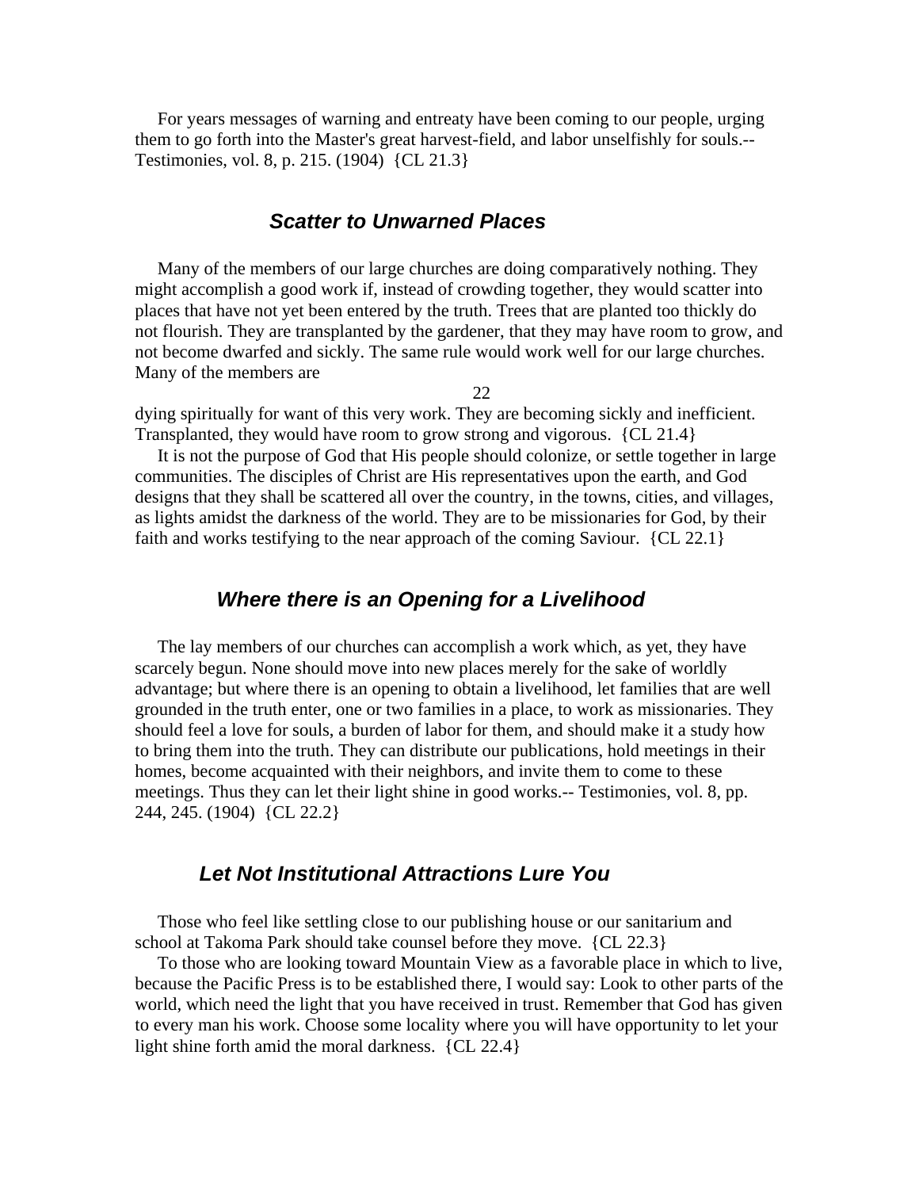For years messages of warning and entreaty have been coming to our people, urging them to go forth into the Master's great harvest-field, and labor unselfishly for souls.--Testimonies, vol. 8, p. 215. (1904) {CL 21.3}

### *Scatter to Unwarned Places*

Many of the members of our large churches are doing comparatively nothing. They might accomplish a good work if, instead of crowding together, they would scatter into places that have not yet been entered by the truth. Trees that are planted too thickly do not flourish. They are transplanted by the gardener, that they may have room to grow, and not become dwarfed and sickly. The same rule would work well for our large churches. Many of the members are dying spiritually for want of this very work. They are becoming sickly and inefficient. Transplanted, they would have room to grow strong and vigorous. {CL 21.4}

It is not the purpose of God that His people should colonize, or settle together in large communities. The disciples of Christ are His representatives upon the earth, and God designs that they shall be scattered all over the country, in the towns, cities, and villages, as lights amidst the darkness of the world. They are to be missionaries for God, by their faith and works testifying to the near approach of the coming Saviour. {CL 22.1}

### *Where there is an Opening for a Livelihood*

The lay members of our churches can accomplish a work which, as yet, they have scarcely begun. None should move into new places merely for the sake of worldly advantage; but where there is an opening to obtain a livelihood, let families that are well grounded in the truth enter, one or two families in a place, to work as missionaries. They should feel a love for souls, a burden of labor for them, and should make it a study how to bring them into the truth. They can distribute our publications, hold meetings in their homes, become acquainted with their neighbors, and invite them to come to these meetings. Thus they can let their light shine in good works.-- Testimonies, vol. 8, pp. 244, 245. (1904) {CL 22.2}

### *Let Not Institutional Attractions Lure You*

Those who feel like settling close to our publishing house or our sanitarium and school at Takoma Park should take counsel before they move. {CL 22.3}

To those who are looking toward Mountain View as a favorable place in which to live, because the Pacific Press is to be established there, I would say: Look to other parts of the world, which need the light that you have received in trust. Remember that God has given to every man his work. Choose some locality where you will have opportunity to let your light shine forth amid the moral darkness. {CL 22.4}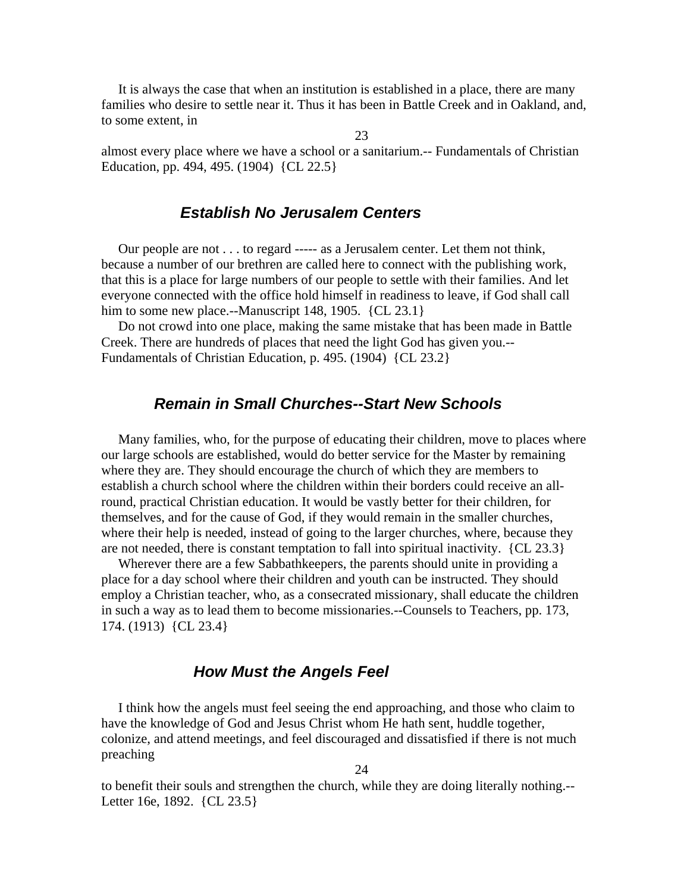It is always the case that when an institution is established in a place, there are many families who desire to settle near it. Thus it has been in Battle Creek and in Oakland, and, to some extent, in almost every place where we have a school or a sanitarium.-- Fundamentals of Christian Education, pp. 494, 495. (1904) {CL 22.5}

## Establish No Jerusalem Centers

Our people are not . . . to regard ----- as a Jerusalem center. Let them not think, because a number of our brethren are called here to connect with the publishing work, that this is a place for large numbers of our people to settle with their families. And let everyone connected with the office hold himself in readiness to leave, if God shall call him to some new place.--Manuscript 148, 1905. {CL 23.1}

Do not crowd into one place, making the same mistake that has been made in Battle Creek. There are hundreds of places that need the light God has given you.-- Fundamentals of Christian Education, p. 495. (1904) {CL 23.2}

## Remain in Small Churches--Start New Schools

Many families, who, for the purpose of educating their children, move to places where our large schools are established, would do better service for the Master by remaining where they are. They should encourage the church of which they are members to establish a church school where the children within their borders could receive an all-round, practical Christian education. It would be vastly better for their children, for themselves, and for the cause of God, if they would remain in the smaller churches, where their help is needed, instead of going to the larger churches, where, because they are not needed, there is constant temptation to fall into spiritual inactivity. {CL 23.3}

Wherever there are a few Sabbathkeepers, the parents should unite in providing a place for a day school where their children and youth can be instructed. They should employ a Christian teacher, who, as a consecrated missionary, shall educate the children in such a way as to lead them to become missionaries.--Counsels to Teachers, pp. 173, 174. (1913) {CL 23.4}

## How Must the Angels Feel

I think how the angels must feel seeing the end approaching, and those who claim to have the knowledge of God and Jesus Christ whom He hath sent, huddle together, colonize, and attend meetings, and feel discouraged and dissatisfied if there is not much preaching to benefit their souls and strengthen the church, while they are doing literally nothing.-- Letter 16e, 1892. {CL 23.5}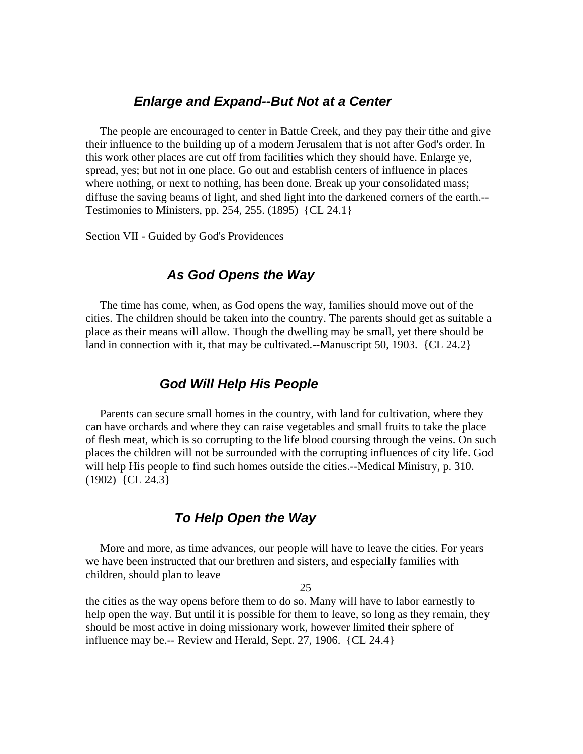### *Enlarge and Expand--But Not at a Center*

The people are encouraged to center in Battle Creek, and they pay their tithe and give their influence to the building up of a modern Jerusalem that is not after God's order. In this work other places are cut off from facilities which they should have. Enlarge ye, spread, yes; but not in one place. Go out and establish centers of influence in places where nothing, or next to nothing, has been done. Break up your consolidated mass; diffuse the saving beams of light, and shed light into the darkened corners of the earth.--Testimonies to Ministers, pp. 254, 255. (1895) {CL 24.1}

Section VII - Guided by God's Providences

### *As God Opens the Way*

The time has come, when, as God opens the way, families should move out of the cities. The children should be taken into the country. The parents should get as suitable a place as their means will allow. Though the dwelling may be small, yet there should be land in connection with it, that may be cultivated.--Manuscript 50, 1903. {CL 24.2}

### *God Will Help His People*

Parents can secure small homes in the country, with land for cultivation, where they can have orchards and where they can raise vegetables and small fruits to take the place of flesh meat, which is so corrupting to the life blood coursing through the veins. On such places the children will not be surrounded with the corrupting influences of city life. God will help His people to find such homes outside the cities.--Medical Ministry, p. 310. (1902) {CL 24.3}

### *To Help Open the Way*

More and more, as time advances, our people will have to leave the cities. For years we have been instructed that our brethren and sisters, and especially families with children, should plan to leave

the cities as the way opens before them to do so. Many will have to labor earnestly to help open the way. But until it is possible for them to leave, so long as they remain, they should be most active in doing missionary work, however limited their sphere of influence may be.-- Review and Herald, Sept. 27, 1906. {CL 24.4}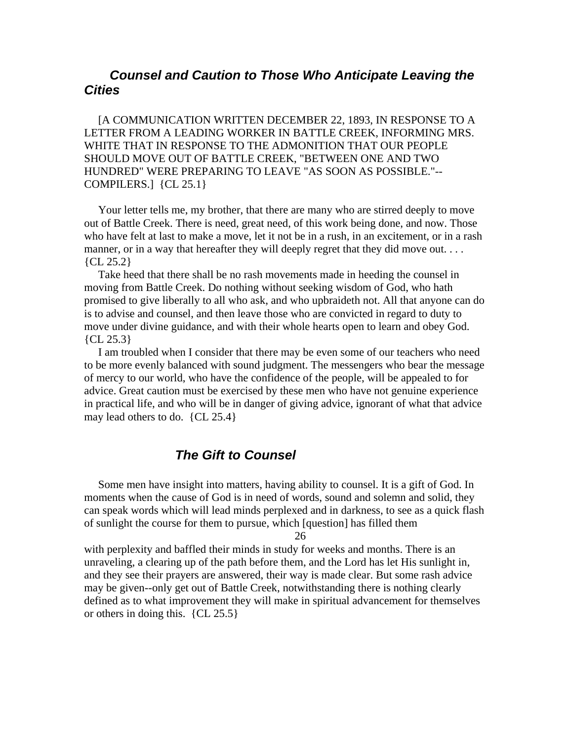### ***Counsel and Caution to Those Who Anticipate Leaving the Cities***

[A COMMUNICATION WRITTEN DECEMBER 22, 1893, IN RESPONSE TO A LETTER FROM A LEADING WORKER IN BATTLE CREEK, INFORMING MRS. WHITE THAT IN RESPONSE TO THE ADMONITION THAT OUR PEOPLE SHOULD MOVE OUT OF BATTLE CREEK, "BETWEEN ONE AND TWO HUNDRED" WERE PREPARING TO LEAVE "AS SOON AS POSSIBLE."--COMPILERS.] {CL 25.1}

Your letter tells me, my brother, that there are many who are stirred deeply to move out of Battle Creek. There is need, great need, of this work being done, and now. Those who have felt at last to make a move, let it not be in a rush, in an excitement, or in a rash manner, or in a way that hereafter they will deeply regret that they did move out. . . . {CL 25.2}

Take heed that there shall be no rash movements made in heeding the counsel in moving from Battle Creek. Do nothing without seeking wisdom of God, who hath promised to give liberally to all who ask, and who upbraideth not. All that anyone can do is to advise and counsel, and then leave those who are convicted in regard to duty to move under divine guidance, and with their whole hearts open to learn and obey God. {CL 25.3}

I am troubled when I consider that there may be even some of our teachers who need to be more evenly balanced with sound judgment. The messengers who bear the message of mercy to our world, who have the confidence of the people, will be appealed to for advice. Great caution must be exercised by these men who have not genuine experience in practical life, and who will be in danger of giving advice, ignorant of what that advice may lead others to do. {CL 25.4}

### ***The Gift to Counsel***

Some men have insight into matters, having ability to counsel. It is a gift of God. In moments when the cause of God is in need of words, sound and solemn and solid, they can speak words which will lead minds perplexed and in darkness, to see as a quick flash of sunlight the course for them to pursue, which [question] has filled them with perplexity and baffled their minds in study for weeks and months. There is an unraveling, a clearing up of the path before them, and the Lord has let His sunlight in, and they see their prayers are answered, their way is made clear. But some rash advice may be given--only get out of Battle Creek, notwithstanding there is nothing clearly defined as to what improvement they will make in spiritual advancement for themselves or others in doing this. {CL 25.5}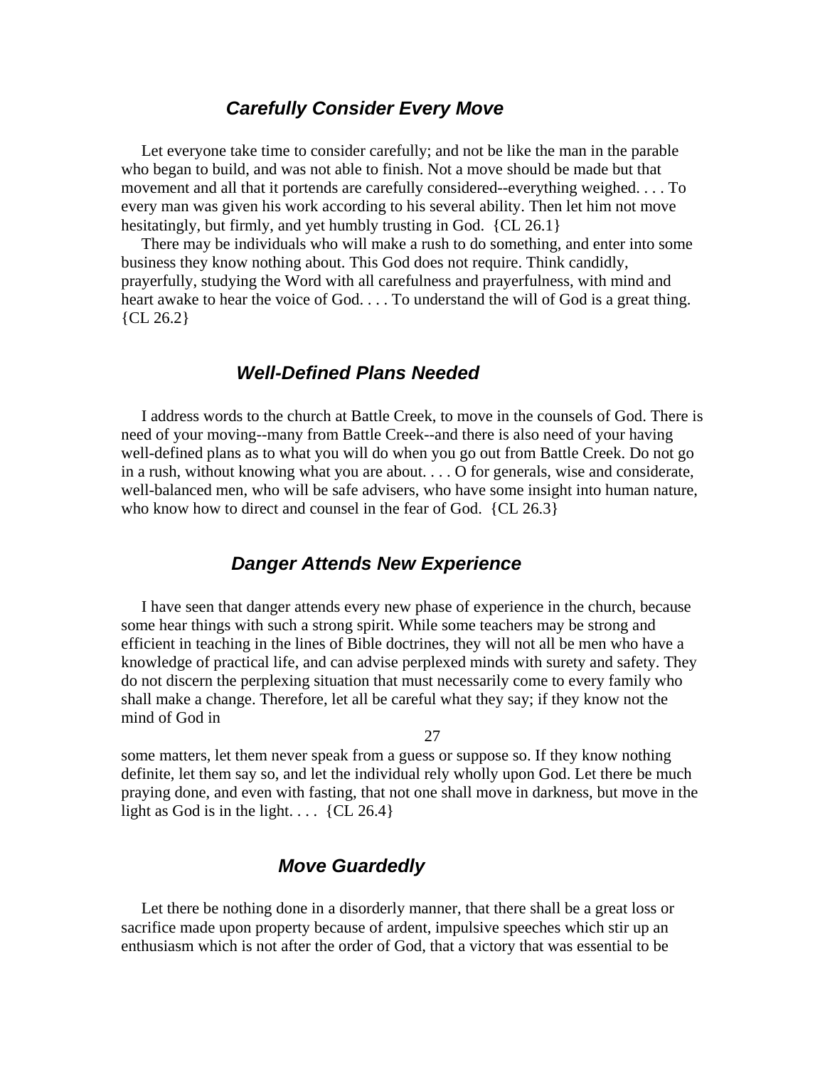### *Carefully Consider Every Move*

Let everyone take time to consider carefully; and not be like the man in the parable who began to build, and was not able to finish. Not a move should be made but that movement and all that it portends are carefully considered--everything weighed. . . . To every man was given his work according to his several ability. Then let him not move hesitatingly, but firmly, and yet humbly trusting in God. {CL 26.1}

There may be individuals who will make a rush to do something, and enter into some business they know nothing about. This God does not require. Think candidly, prayerfully, studying the Word with all carefulness and prayerfulness, with mind and heart awake to hear the voice of God. . . . To understand the will of God is a great thing. {CL 26.2}

### *Well-Defined Plans Needed*

I address words to the church at Battle Creek, to move in the counsels of God. There is need of your moving--many from Battle Creek--and there is also need of your having well-defined plans as to what you will do when you go out from Battle Creek. Do not go in a rush, without knowing what you are about. . . . O for generals, wise and considerate, well-balanced men, who will be safe advisers, who have some insight into human nature, who know how to direct and counsel in the fear of God. {CL 26.3}

### *Danger Attends New Experience*

I have seen that danger attends every new phase of experience in the church, because some hear things with such a strong spirit. While some teachers may be strong and efficient in teaching in the lines of Bible doctrines, they will not all be men who have a knowledge of practical life, and can advise perplexed minds with surety and safety. They do not discern the perplexing situation that must necessarily come to every family who shall make a change. Therefore, let all be careful what they say; if they know not the mind of God in some matters, let them never speak from a guess or suppose so. If they know nothing definite, let them say so, and let the individual rely wholly upon God. Let there be much praying done, and even with fasting, that not one shall move in darkness, but move in the light as God is in the light. . . . {CL 26.4}

### *Move Guardedly*

Let there be nothing done in a disorderly manner, that there shall be a great loss or sacrifice made upon property because of ardent, impulsive speeches which stir up an enthusiasm which is not after the order of God, that a victory that was essential to be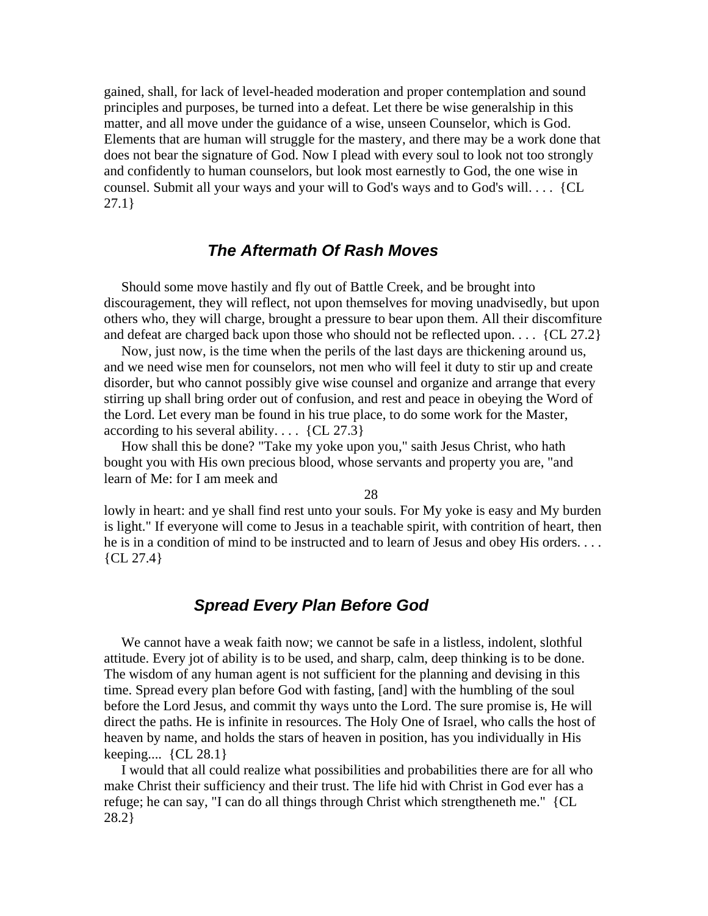gained, shall, for lack of level-headed moderation and proper contemplation and sound principles and purposes, be turned into a defeat. Let there be wise generalship in this matter, and all move under the guidance of a wise, unseen Counselor, which is God. Elements that are human will struggle for the mastery, and there may be a work done that does not bear the signature of God. Now I plead with every soul to look not too strongly and confidently to human counselors, but look most earnestly to God, the one wise in counsel. Submit all your ways and your will to God's ways and to God's will. . . . {CL 27.1}

## *The Aftermath Of Rash Moves*

Should some move hastily and fly out of Battle Creek, and be brought into discouragement, they will reflect, not upon themselves for moving unadvisedly, but upon others who, they will charge, brought a pressure to bear upon them. All their discomfiture and defeat are charged back upon those who should not be reflected upon. . . . {CL 27.2}

Now, just now, is the time when the perils of the last days are thickening around us, and we need wise men for counselors, not men who will feel it duty to stir up and create disorder, but who cannot possibly give wise counsel and organize and arrange that every stirring up shall bring order out of confusion, and rest and peace in obeying the Word of the Lord. Let every man be found in his true place, to do some work for the Master, according to his several ability. . . . {CL 27.3}

How shall this be done? "Take my yoke upon you," saith Jesus Christ, who hath bought you with His own precious blood, whose servants and property you are, "and learn of Me: for I am meek and lowly in heart: and ye shall find rest unto your souls. For My yoke is easy and My burden is light." If everyone will come to Jesus in a teachable spirit, with contrition of heart, then he is in a condition of mind to be instructed and to learn of Jesus and obey His orders. . . . {CL 27.4}

## *Spread Every Plan Before God*

We cannot have a weak faith now; we cannot be safe in a listless, indolent, slothful attitude. Every jot of ability is to be used, and sharp, calm, deep thinking is to be done. The wisdom of any human agent is not sufficient for the planning and devising in this time. Spread every plan before God with fasting, [and] with the humbling of the soul before the Lord Jesus, and commit thy ways unto the Lord. The sure promise is, He will direct the paths. He is infinite in resources. The Holy One of Israel, who calls the host of heaven by name, and holds the stars of heaven in position, has you individually in His keeping.... {CL 28.1}

I would that all could realize what possibilities and probabilities there are for all who make Christ their sufficiency and their trust. The life hid with Christ in God ever has a refuge; he can say, "I can do all things through Christ which strengtheneth me." {CL 28.2}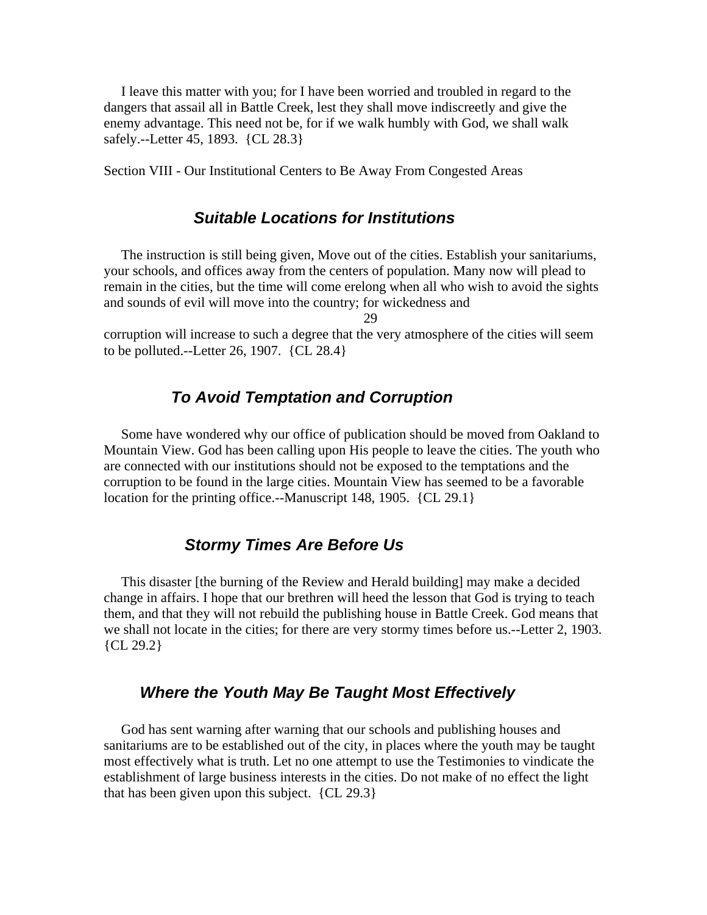I leave this matter with you; for I have been worried and troubled in regard to the dangers that assail all in Battle Creek, lest they shall move indiscreetly and give the enemy advantage. This need not be, for if we walk humbly with God, we shall walk safely.--Letter 45, 1893. {CL 28.3}

Section VIII - Our Institutional Centers to Be Away From Congested Areas

### *Suitable Locations for Institutions*

The instruction is still being given, Move out of the cities. Establish your sanitariums, your schools, and offices away from the centers of population. Many now will plead to remain in the cities, but the time will come erelong when all who wish to avoid the sights and sounds of evil will move into the country; for wickedness and corruption will increase to such a degree that the very atmosphere of the cities will seem to be polluted.--Letter 26, 1907. {CL 28.4}

### *To Avoid Temptation and Corruption*

Some have wondered why our office of publication should be moved from Oakland to Mountain View. God has been calling upon His people to leave the cities. The youth who are connected with our institutions should not be exposed to the temptations and the corruption to be found in the large cities. Mountain View has seemed to be a favorable location for the printing office.--Manuscript 148, 1905. {CL 29.1}

### *Stormy Times Are Before Us*

This disaster [the burning of the Review and Herald building] may make a decided change in affairs. I hope that our brethren will heed the lesson that God is trying to teach them, and that they will not rebuild the publishing house in Battle Creek. God means that we shall not locate in the cities; for there are very stormy times before us.--Letter 2, 1903. {CL 29.2}

### *Where the Youth May Be Taught Most Effectively*

God has sent warning after warning that our schools and publishing houses and sanitariums are to be established out of the city, in places where the youth may be taught most effectively what is truth. Let no one attempt to use the Testimonies to vindicate the establishment of large business interests in the cities. Do not make of no effect the light that has been given upon this subject. {CL 29.3}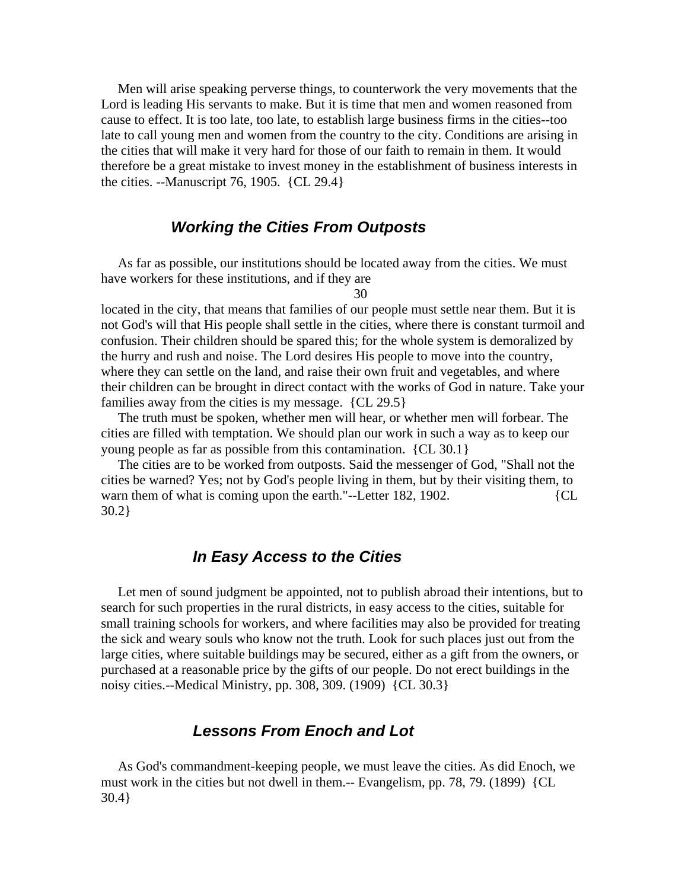Men will arise speaking perverse things, to counterwork the very movements that the Lord is leading His servants to make. But it is time that men and women reasoned from cause to effect. It is too late, too late, to establish large business firms in the cities--too late to call young men and women from the country to the city. Conditions are arising in the cities that will make it very hard for those of our faith to remain in them. It would therefore be a great mistake to invest money in the establishment of business interests in the cities. --Manuscript 76, 1905. {CL 29.4}

### *Working the Cities From Outposts*

As far as possible, our institutions should be located away from the cities. We must have workers for these institutions, and if they are located in the city, that means that families of our people must settle near them. But it is not God's will that His people shall settle in the cities, where there is constant turmoil and confusion. Their children should be spared this; for the whole system is demoralized by the hurry and rush and noise. The Lord desires His people to move into the country, where they can settle on the land, and raise their own fruit and vegetables, and where their children can be brought in direct contact with the works of God in nature. Take your families away from the cities is my message. {CL 29.5}

The truth must be spoken, whether men will hear, or whether men will forbear. The cities are filled with temptation. We should plan our work in such a way as to keep our young people as far as possible from this contamination. {CL 30.1}

The cities are to be worked from outposts. Said the messenger of God, "Shall not the cities be warned? Yes; not by God's people living in them, but by their visiting them, to warn them of what is coming upon the earth."--Letter 182, 1902. {CL 30.2}

### *In Easy Access to the Cities*

Let men of sound judgment be appointed, not to publish abroad their intentions, but to search for such properties in the rural districts, in easy access to the cities, suitable for small training schools for workers, and where facilities may also be provided for treating the sick and weary souls who know not the truth. Look for such places just out from the large cities, where suitable buildings may be secured, either as a gift from the owners, or purchased at a reasonable price by the gifts of our people. Do not erect buildings in the noisy cities.--Medical Ministry, pp. 308, 309. (1909) {CL 30.3}

### *Lessons From Enoch and Lot*

As God's commandment-keeping people, we must leave the cities. As did Enoch, we must work in the cities but not dwell in them.-- Evangelism, pp. 78, 79. (1899) {CL 30.4}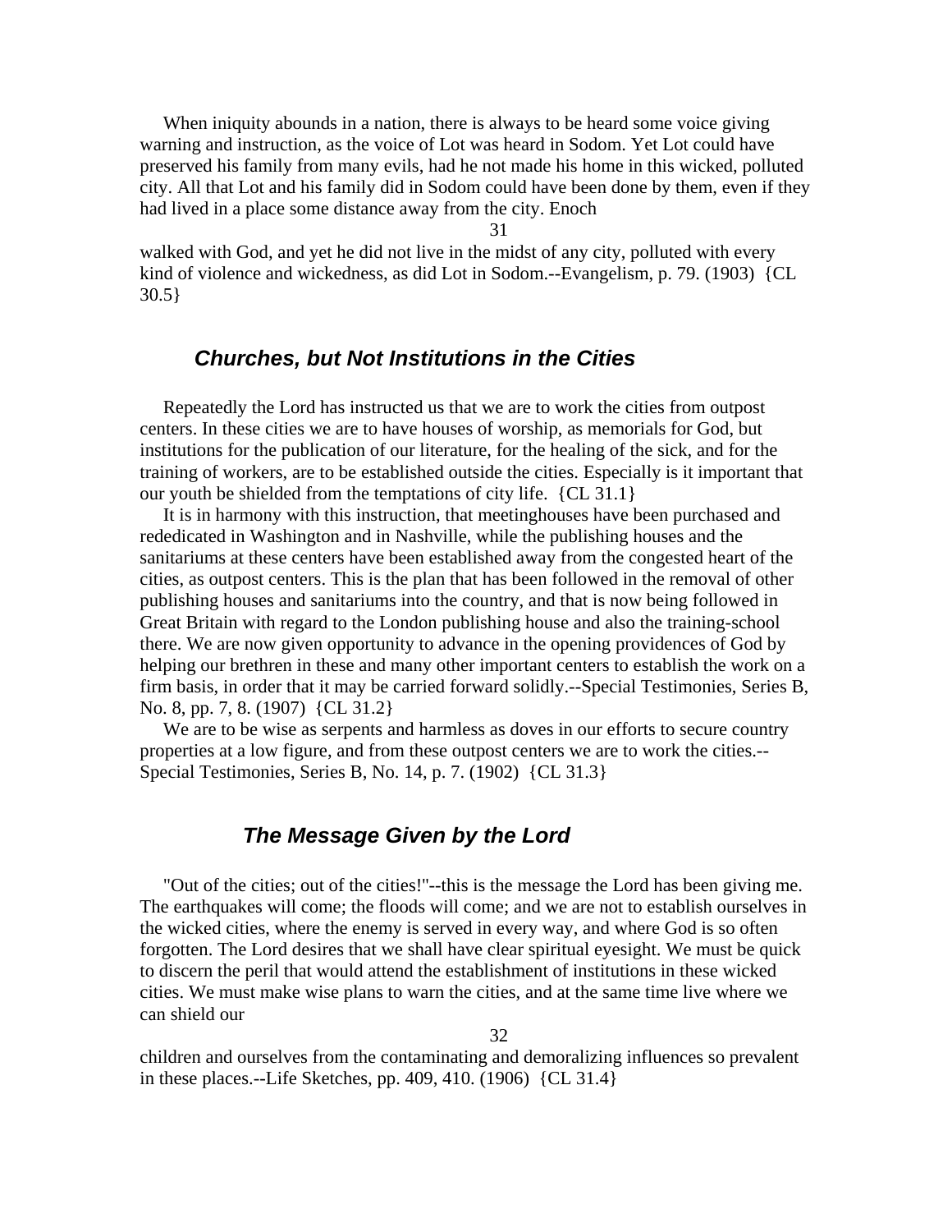When iniquity abounds in a nation, there is always to be heard some voice giving warning and instruction, as the voice of Lot was heard in Sodom. Yet Lot could have preserved his family from many evils, had he not made his home in this wicked, polluted city. All that Lot and his family did in Sodom could have been done by them, even if they had lived in a place some distance away from the city. Enoch walked with God, and yet he did not live in the midst of any city, polluted with every kind of violence and wickedness, as did Lot in Sodom.--Evangelism, p. 79. (1903) {CL 30.5}

## *Churches, but Not Institutions in the Cities*

Repeatedly the Lord has instructed us that we are to work the cities from outpost centers. In these cities we are to have houses of worship, as memorials for God, but institutions for the publication of our literature, for the healing of the sick, and for the training of workers, are to be established outside the cities. Especially is it important that our youth be shielded from the temptations of city life. {CL 31.1}

It is in harmony with this instruction, that meetinghouses have been purchased and rededicated in Washington and in Nashville, while the publishing houses and the sanitariums at these centers have been established away from the congested heart of the cities, as outpost centers. This is the plan that has been followed in the removal of other publishing houses and sanitariums into the country, and that is now being followed in Great Britain with regard to the London publishing house and also the training-school there. We are now given opportunity to advance in the opening providences of God by helping our brethren in these and many other important centers to establish the work on a firm basis, in order that it may be carried forward solidly.--Special Testimonies, Series B, No. 8, pp. 7, 8. (1907) {CL 31.2}

We are to be wise as serpents and harmless as doves in our efforts to secure country properties at a low figure, and from these outpost centers we are to work the cities.--Special Testimonies, Series B, No. 14, p. 7. (1902) {CL 31.3}

## *The Message Given by the Lord*

"Out of the cities; out of the cities!"--this is the message the Lord has been giving me. The earthquakes will come; the floods will come; and we are not to establish ourselves in the wicked cities, where the enemy is served in every way, and where God is so often forgotten. The Lord desires that we shall have clear spiritual eyesight. We must be quick to discern the peril that would attend the establishment of institutions in these wicked cities. We must make wise plans to warn the cities, and at the same time live where we can shield our children and ourselves from the contaminating and demoralizing influences so prevalent in these places.--Life Sketches, pp. 409, 410. (1906) {CL 31.4}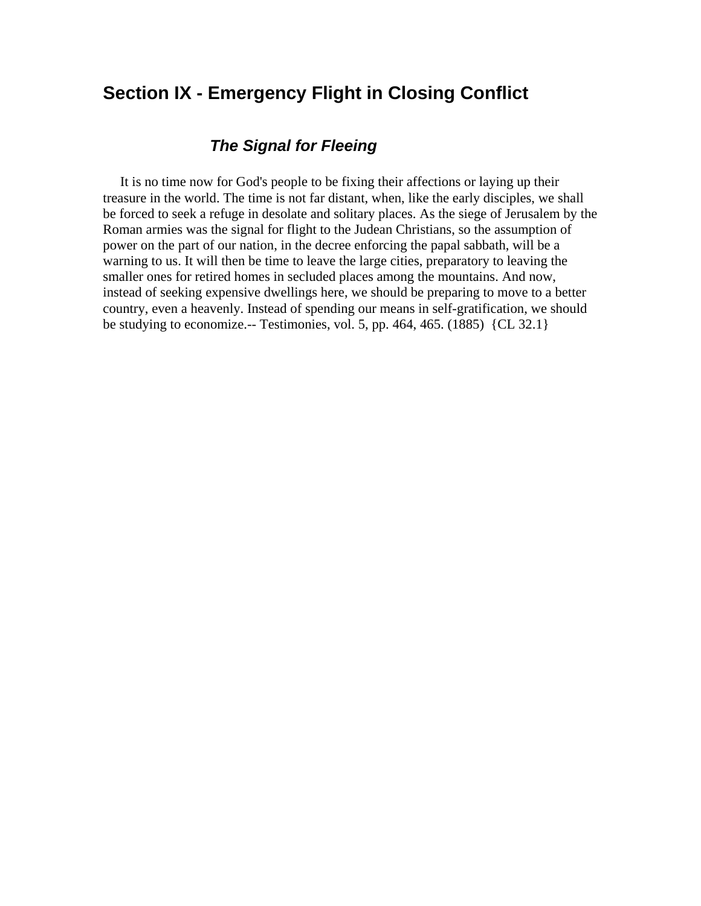## Section IX - Emergency Flight in Closing Conflict

### *The Signal for Fleeing*

It is no time now for God's people to be fixing their affections or laying up their treasure in the world. The time is not far distant, when, like the early disciples, we shall be forced to seek a refuge in desolate and solitary places. As the siege of Jerusalem by the Roman armies was the signal for flight to the Judean Christians, so the assumption of power on the part of our nation, in the decree enforcing the papal sabbath, will be a warning to us. It will then be time to leave the large cities, preparatory to leaving the smaller ones for retired homes in secluded places among the mountains. And now, instead of seeking expensive dwellings here, we should be preparing to move to a better country, even a heavenly. Instead of spending our means in self-gratification, we should be studying to economize.-- Testimonies, vol. 5, pp. 464, 465. (1885) {CL 32.1}